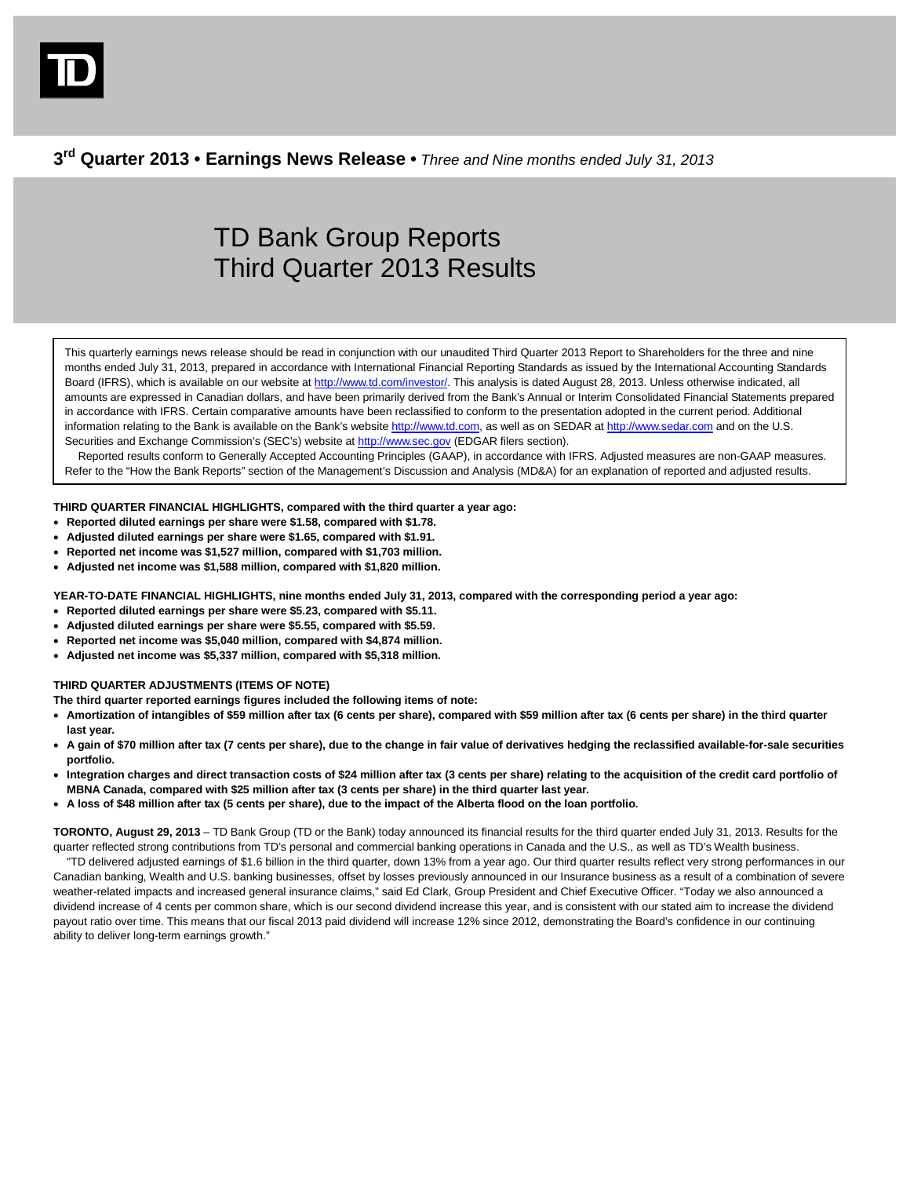**3rd Quarter 2013 • Earnings News Release •** *Three and Nine months ended July 31, 2013*

# TD Bank Group Reports Third Quarter 2013 Results

This quarterly earnings news release should be read in conjunction with our unaudited Third Quarter 2013 Report to Shareholders for the three and nine months ended July 31, 2013, prepared in accordance with International Financial Reporting Standards as issued by the International Accounting Standards Board (IFRS), which is available on our website at http://www.td.com/investor/. This analysis is dated August 28, 2013. Unless otherwise indicated, all amounts are expressed in Canadian dollars, and have been primarily derived from the Bank's Annual or Interim Consolidated Financial Statements prepared in accordance with IFRS. Certain comparative amounts have been reclassified to conform to the presentation adopted in the current period. Additional information relating to the Bank is available on the Bank's website http://www.td.com, as well as on SEDAR at http://www.sedar.com and on the U.S. Securities and Exchange Commission's (SEC's) website at http://www.sec.gov (EDGAR filers section).

Reported results conform to Generally Accepted Accounting Principles (GAAP), in accordance with IFRS. Adjusted measures are non-GAAP measures. Refer to the "How the Bank Reports" section of the Management's Discussion and Analysis (MD&A) for an explanation of reported and adjusted results.

**THIRD QUARTER FINANCIAL HIGHLIGHTS, compared with the third quarter a year ago:**

- **Reported diluted earnings per share were $1.58, compared with $1.78.**
- **Adjusted diluted earnings per share were $1.65, compared with $1.91.**
- **Reported net income was $1,527 million, compared with $1,703 million.**
- **Adjusted net income was $1,588 million, compared with $1,820 million.**

**YEAR-TO-DATE FINANCIAL HIGHLIGHTS, nine months ended July 31, 2013, compared with the corresponding period a year ago:**

- **Reported diluted earnings per share were $5.23, compared with $5.11.**
- **Adjusted diluted earnings per share were $5.55, compared with $5.59.**
- **Reported net income was $5,040 million, compared with $4,874 million.**
- **Adjusted net income was $5,337 million, compared with $5,318 million.**

**THIRD QUARTER ADJUSTMENTS (ITEMS OF NOTE)**

**The third quarter reported earnings figures included the following items of note:**

- **Amortization of intangibles of $59 million after tax (6 cents per share), compared with $59 million after tax (6 cents per share) in the third quarter last year.**
- **A gain of $70 million after tax (7 cents per share), due to the change in fair value of derivatives hedging the reclassified available-for-sale securities portfolio.**
- **Integration charges and direct transaction costs of $24 million after tax (3 cents per share) relating to the acquisition of the credit card portfolio of MBNA Canada, compared with $25 million after tax (3 cents per share) in the third quarter last year.**
- **A loss of $48 million after tax (5 cents per share), due to the impact of the Alberta flood on the loan portfolio.**

**TORONTO, August 29, 2013** – TD Bank Group (TD or the Bank) today announced its financial results for the third quarter ended July 31, 2013. Results for the quarter reflected strong contributions from TD's personal and commercial banking operations in Canada and the U.S., as well as TD's Wealth business.

"TD delivered adjusted earnings of $1.6 billion in the third quarter, down 13% from a year ago. Our third quarter results reflect very strong performances in our Canadian banking, Wealth and U.S. banking businesses, offset by losses previously announced in our Insurance business as a result of a combination of severe weather-related impacts and increased general insurance claims," said Ed Clark, Group President and Chief Executive Officer. "Today we also announced a dividend increase of 4 cents per common share, which is our second dividend increase this year, and is consistent with our stated aim to increase the dividend payout ratio over time. This means that our fiscal 2013 paid dividend will increase 12% since 2012, demonstrating the Board's confidence in our continuing ability to deliver long-term earnings growth."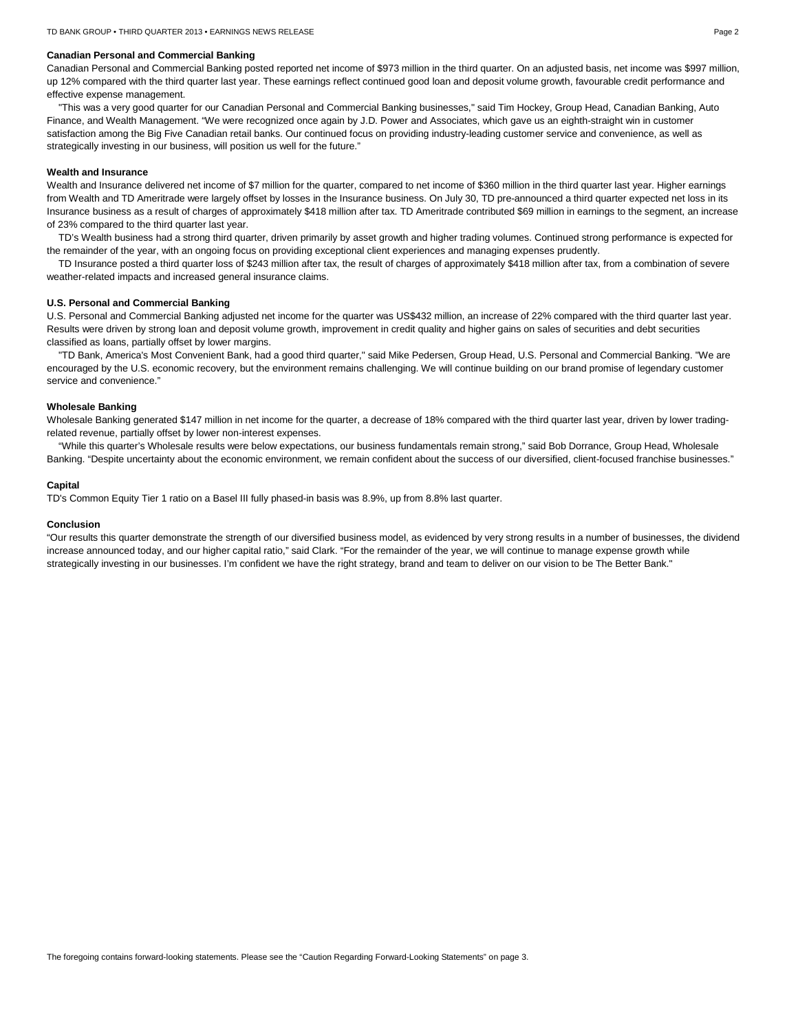### Canadian Personal and Commercial Banking

Canadian Personal and Commercial Banking posted reported net income of $973 million in the third quarter. On an adjusted basis, net income was $997 million, up 12% compared with the third quarter last year. These earnings reflect continued good loan and deposit volume growth, favourable credit performance and effective expense management.

"This was a very good quarter for our Canadian Personal and Commercial Banking businesses," said Tim Hockey, Group Head, Canadian Banking, Auto Finance, and Wealth Management. "We were recognized once again by J.D. Power and Associates, which gave us an eighth-straight win in customer satisfaction among the Big Five Canadian retail banks. Our continued focus on providing industry-leading customer service and convenience, as well as strategically investing in our business, will position us well for the future."

### Wealth and Insurance

Wealth and Insurance delivered net income of $7 million for the quarter, compared to net income of $360 million in the third quarter last year. Higher earnings from Wealth and TD Ameritrade were largely offset by losses in the Insurance business. On July 30, TD pre-announced a third quarter expected net loss in its Insurance business as a result of charges of approximately $418 million after tax. TD Ameritrade contributed $69 million in earnings to the segment, an increase of 23% compared to the third quarter last year.

TD's Wealth business had a strong third quarter, driven primarily by asset growth and higher trading volumes. Continued strong performance is expected for the remainder of the year, with an ongoing focus on providing exceptional client experiences and managing expenses prudently.

TD Insurance posted a third quarter loss of $243 million after tax, the result of charges of approximately $418 million after tax, from a combination of severe weather-related impacts and increased general insurance claims.

### U.S. Personal and Commercial Banking

U.S. Personal and Commercial Banking adjusted net income for the quarter was US$432 million, an increase of 22% compared with the third quarter last year. Results were driven by strong loan and deposit volume growth, improvement in credit quality and higher gains on sales of securities and debt securities classified as loans, partially offset by lower margins.

"TD Bank, America's Most Convenient Bank, had a good third quarter," said Mike Pedersen, Group Head, U.S. Personal and Commercial Banking. "We are encouraged by the U.S. economic recovery, but the environment remains challenging. We will continue building on our brand promise of legendary customer service and convenience."

### Wholesale Banking

Wholesale Banking generated $147 million in net income for the quarter, a decrease of 18% compared with the third quarter last year, driven by lower trading-related revenue, partially offset by lower non-interest expenses.

"While this quarter's Wholesale results were below expectations, our business fundamentals remain strong," said Bob Dorrance, Group Head, Wholesale Banking. "Despite uncertainty about the economic environment, we remain confident about the success of our diversified, client-focused franchise businesses."

### Capital

TD's Common Equity Tier 1 ratio on a Basel III fully phased-in basis was 8.9%, up from 8.8% last quarter.

### Conclusion

"Our results this quarter demonstrate the strength of our diversified business model, as evidenced by very strong results in a number of businesses, the dividend increase announced today, and our higher capital ratio," said Clark. "For the remainder of the year, we will continue to manage expense growth while strategically investing in our businesses. I'm confident we have the right strategy, brand and team to deliver on our vision to be The Better Bank."

The foregoing contains forward-looking statements. Please see the "Caution Regarding Forward-Looking Statements" on page 3.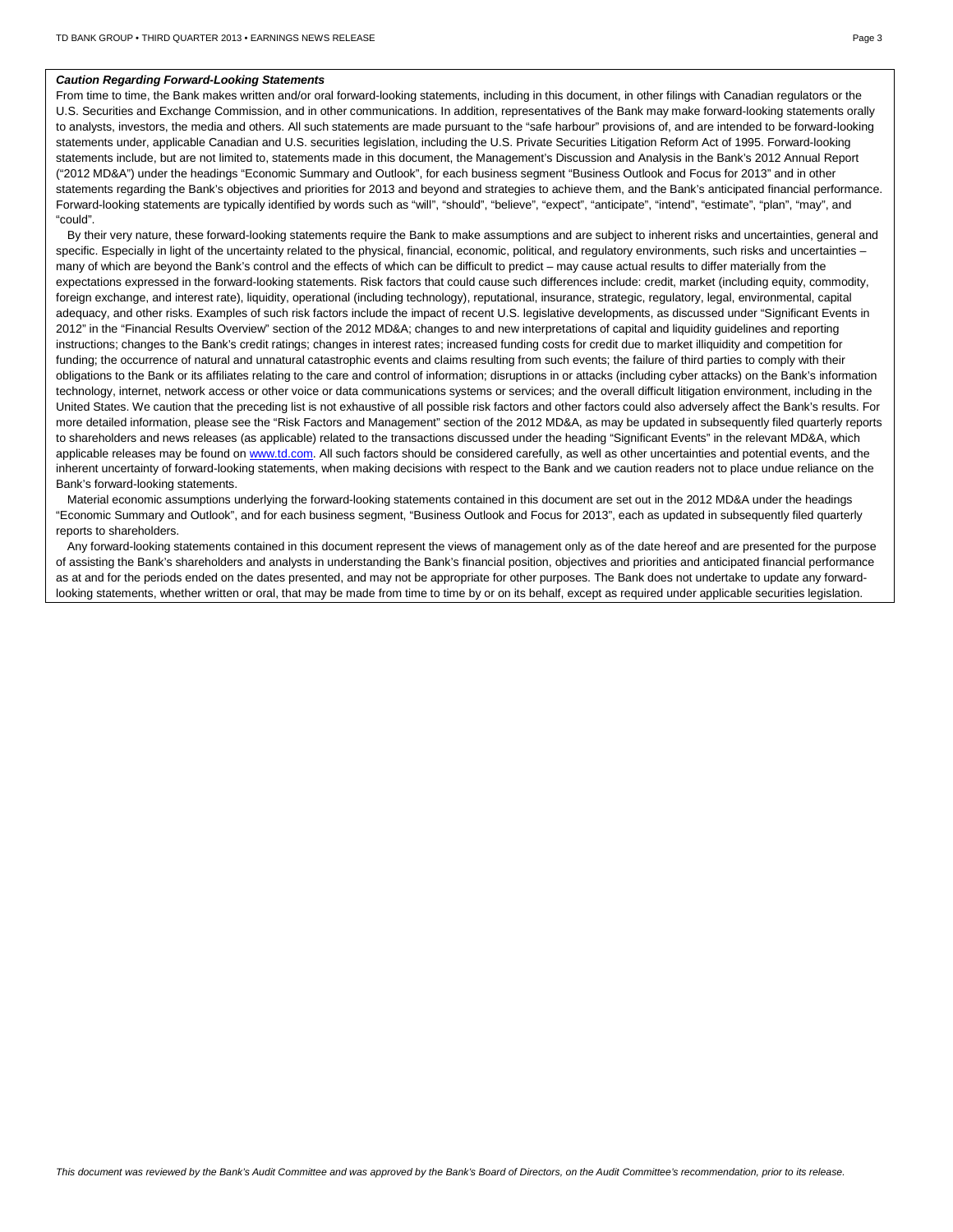***Caution Regarding Forward-Looking Statements***

From time to time, the Bank makes written and/or oral forward-looking statements, including in this document, in other filings with Canadian regulators or the U.S. Securities and Exchange Commission, and in other communications. In addition, representatives of the Bank may make forward-looking statements orally to analysts, investors, the media and others. All such statements are made pursuant to the "safe harbour" provisions of, and are intended to be forward-looking statements under, applicable Canadian and U.S. securities legislation, including the U.S. Private Securities Litigation Reform Act of 1995. Forward-looking statements include, but are not limited to, statements made in this document, the Management's Discussion and Analysis in the Bank's 2012 Annual Report ("2012 MD&A") under the headings "Economic Summary and Outlook", for each business segment "Business Outlook and Focus for 2013" and in other statements regarding the Bank's objectives and priorities for 2013 and beyond and strategies to achieve them, and the Bank's anticipated financial performance. Forward-looking statements are typically identified by words such as "will", "should", "believe", "expect", "anticipate", "intend", "estimate", "plan", "may", and "could".

By their very nature, these forward-looking statements require the Bank to make assumptions and are subject to inherent risks and uncertainties, general and specific. Especially in light of the uncertainty related to the physical, financial, economic, political, and regulatory environments, such risks and uncertainties – many of which are beyond the Bank's control and the effects of which can be difficult to predict – may cause actual results to differ materially from the expectations expressed in the forward-looking statements. Risk factors that could cause such differences include: credit, market (including equity, commodity, foreign exchange, and interest rate), liquidity, operational (including technology), reputational, insurance, strategic, regulatory, legal, environmental, capital adequacy, and other risks. Examples of such risk factors include the impact of recent U.S. legislative developments, as discussed under "Significant Events in 2012" in the "Financial Results Overview" section of the 2012 MD&A; changes to and new interpretations of capital and liquidity guidelines and reporting instructions; changes to the Bank's credit ratings; changes in interest rates; increased funding costs for credit due to market illiquidity and competition for funding; the occurrence of natural and unnatural catastrophic events and claims resulting from such events; the failure of third parties to comply with their obligations to the Bank or its affiliates relating to the care and control of information; disruptions in or attacks (including cyber attacks) on the Bank's information technology, internet, network access or other voice or data communications systems or services; and the overall difficult litigation environment, including in the United States. We caution that the preceding list is not exhaustive of all possible risk factors and other factors could also adversely affect the Bank's results. For more detailed information, please see the "Risk Factors and Management" section of the 2012 MD&A, as may be updated in subsequently filed quarterly reports to shareholders and news releases (as applicable) related to the transactions discussed under the heading "Significant Events" in the relevant MD&A, which applicable releases may be found on www.td.com. All such factors should be considered carefully, as well as other uncertainties and potential events, and the inherent uncertainty of forward-looking statements, when making decisions with respect to the Bank and we caution readers not to place undue reliance on the Bank's forward-looking statements.

Material economic assumptions underlying the forward-looking statements contained in this document are set out in the 2012 MD&A under the headings "Economic Summary and Outlook", and for each business segment, "Business Outlook and Focus for 2013", each as updated in subsequently filed quarterly reports to shareholders.

Any forward-looking statements contained in this document represent the views of management only as of the date hereof and are presented for the purpose of assisting the Bank's shareholders and analysts in understanding the Bank's financial position, objectives and priorities and anticipated financial performance as at and for the periods ended on the dates presented, and may not be appropriate for other purposes. The Bank does not undertake to update any forward-looking statements, whether written or oral, that may be made from time to time by or on its behalf, except as required under applicable securities legislation.

*This document was reviewed by the Bank's Audit Committee and was approved by the Bank's Board of Directors, on the Audit Committee's recommendation, prior to its release.*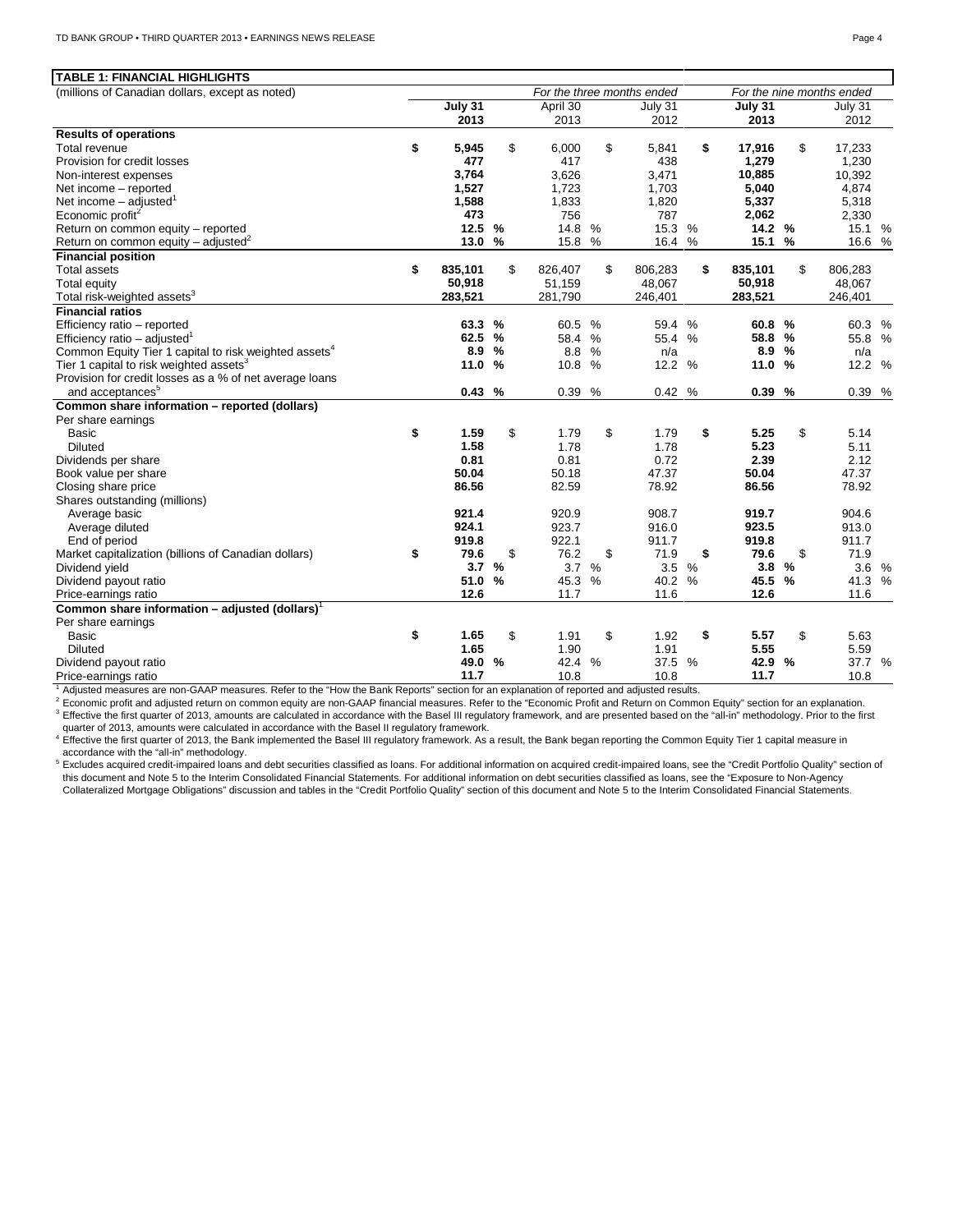**TABLE 1: FINANCIAL HIGHLIGHTS**

| (millions of Canadian dollars, except as noted) | *For the three months ended* | | | *For the nine months ended* | |
|---|---|---|---|---|---|
| | **July 31 2013** | April 30 2013 | July 31 2012 | **July 31 2013** | July 31 2012 |
| **Results of operations** | | | | | |
| Total revenue | **$ 5,945** | $ 6,000 | $ 5,841 | **$ 17,916** | $ 17,233 |
| Provision for credit losses | **477** | 417 | 438 | **1,279** | 1,230 |
| Non-interest expenses | **3,764** | 3,626 | 3,471 | **10,885** | 10,392 |
| Net income – reported | **1,527** | 1,723 | 1,703 | **5,040** | 4,874 |
| Net income – adjusted[1] | **1,588** | 1,833 | 1,820 | **5,337** | 5,318 |
| Economic profit[2] | **473** | 756 | 787 | **2,062** | 2,330 |
| Return on common equity – reported | **12.5 %** | 14.8 % | 15.3 % | **14.2 %** | 15.1 % |
| Return on common equity – adjusted[2] | **13.0 %** | 15.8 % | 16.4 % | **15.1 %** | 16.6 % |
| **Financial position** | | | | | |
| Total assets | **$ 835,101** | $ 826,407 | $ 806,283 | **$ 835,101** | $ 806,283 |
| Total equity | **50,918** | 51,159 | 48,067 | **50,918** | 48,067 |
| Total risk-weighted assets[3] | **283,521** | 281,790 | 246,401 | **283,521** | 246,401 |
| **Financial ratios** | | | | | |
| Efficiency ratio – reported | **63.3 %** | 60.5 % | 59.4 % | **60.8 %** | 60.3 % |
| Efficiency ratio – adjusted[1] | **62.5 %** | 58.4 % | 55.4 % | **58.8 %** | 55.8 % |
| Common Equity Tier 1 capital to risk weighted assets[4] | **8.9 %** | 8.8 % | n/a | **8.9 %** | n/a |
| Tier 1 capital to risk weighted assets[3] | **11.0 %** | 10.8 % | 12.2 % | **11.0 %** | 12.2 % |
| Provision for credit losses as a % of net average loans and acceptances[5] | **0.43 %** | 0.39 % | 0.42 % | **0.39 %** | 0.39 % |
| **Common share information – reported (dollars)** | | | | | |
| Per share earnings | | | | | |
| Basic | **$ 1.59** | $ 1.79 | $ 1.79 | **$ 5.25** | $ 5.14 |
| Diluted | **1.58** | 1.78 | 1.78 | **5.23** | 5.11 |
| Dividends per share | **0.81** | 0.81 | 0.72 | **2.39** | 2.12 |
| Book value per share | **50.04** | 50.18 | 47.37 | **50.04** | 47.37 |
| Closing share price | **86.56** | 82.59 | 78.92 | **86.56** | 78.92 |
| Shares outstanding (millions) | | | | | |
| Average basic | **921.4** | 920.9 | 908.7 | **919.7** | 904.6 |
| Average diluted | **924.1** | 923.7 | 916.0 | **923.5** | 913.0 |
| End of period | **919.8** | 922.1 | 911.7 | **919.8** | 911.7 |
| Market capitalization (billions of Canadian dollars) | **$ 79.6** | $ 76.2 | $ 71.9 | **$ 79.6** | $ 71.9 |
| Dividend yield | **3.7 %** | 3.7 % | 3.5 % | **3.8 %** | 3.6 % |
| Dividend payout ratio | **51.0 %** | 45.3 % | 40.2 % | **45.5 %** | 41.3 % |
| Price-earnings ratio | **12.6** | 11.7 | 11.6 | **12.6** | 11.6 |
| **Common share information – adjusted (dollars)[1]** | | | | | |
| Per share earnings | | | | | |
| Basic | **$ 1.65** | $ 1.91 | $ 1.92 | **$ 5.57** | $ 5.63 |
| Diluted | **1.65** | 1.90 | 1.91 | **5.55** | 5.59 |
| Dividend payout ratio | **49.0 %** | 42.4 % | 37.5 % | **42.9 %** | 37.7 % |
| Price-earnings ratio | **11.7** | 10.8 | 10.8 | **11.7** | 10.8 |

[1] Adjusted measures are non-GAAP measures. Refer to the "How the Bank Reports" section for an explanation of reported and adjusted results.

[2] Economic profit and adjusted return on common equity are non-GAAP financial measures. Refer to the "Economic Profit and Return on Common Equity" section for an explanation.

[3] Effective the first quarter of 2013, amounts are calculated in accordance with the Basel III regulatory framework, and are presented based on the "all-in" methodology. Prior to the first quarter of 2013, amounts were calculated in accordance with the Basel II regulatory framework.

[4] Effective the first quarter of 2013, the Bank implemented the Basel III regulatory framework. As a result, the Bank began reporting the Common Equity Tier 1 capital measure in accordance with the "all-in" methodology.

[5] Excludes acquired credit-impaired loans and debt securities classified as loans. For additional information on acquired credit-impaired loans, see the "Credit Portfolio Quality" section of this document and Note 5 to the Interim Consolidated Financial Statements. For additional information on debt securities classified as loans, see the "Exposure to Non-Agency Collateralized Mortgage Obligations" discussion and tables in the "Credit Portfolio Quality" section of this document and Note 5 to the Interim Consolidated Financial Statements.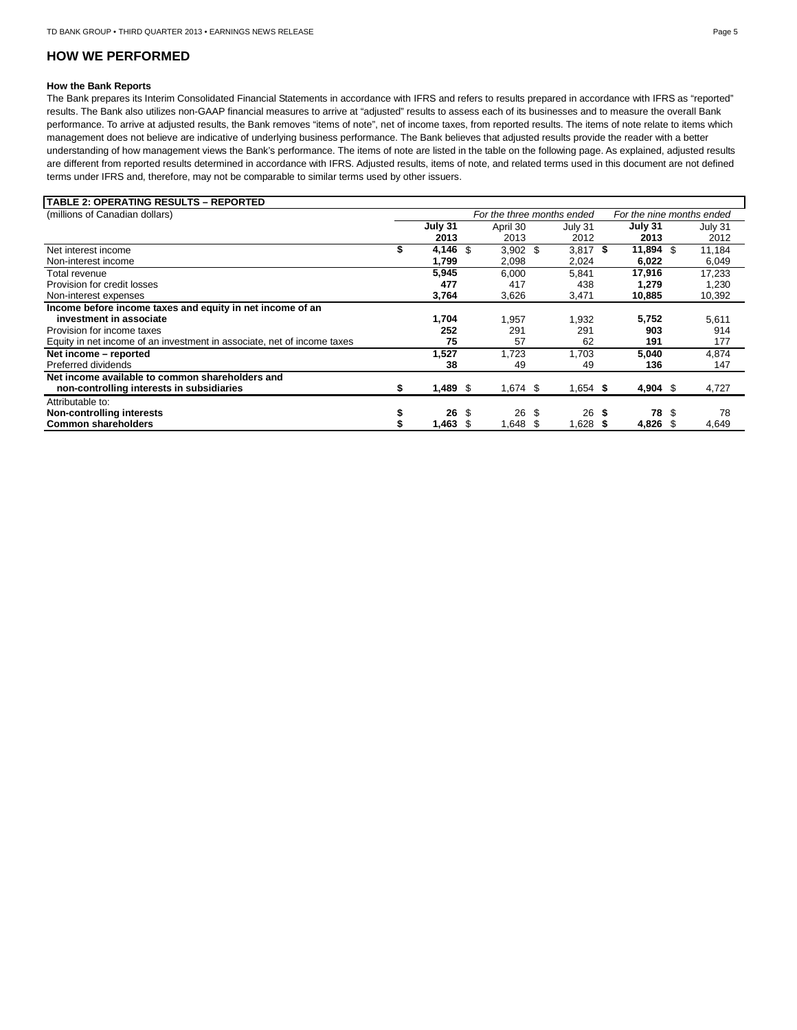## HOW WE PERFORMED

**How the Bank Reports**

The Bank prepares its Interim Consolidated Financial Statements in accordance with IFRS and refers to results prepared in accordance with IFRS as "reported" results. The Bank also utilizes non-GAAP financial measures to arrive at "adjusted" results to assess each of its businesses and to measure the overall Bank performance. To arrive at adjusted results, the Bank removes "items of note", net of income taxes, from reported results. The items of note relate to items which management does not believe are indicative of underlying business performance. The Bank believes that adjusted results provide the reader with a better understanding of how management views the Bank's performance. The items of note are listed in the table on the following page. As explained, adjusted results are different from reported results determined in accordance with IFRS. Adjusted results, items of note, and related terms used in this document are not defined terms under IFRS and, therefore, may not be comparable to similar terms used by other issuers.

**TABLE 2: OPERATING RESULTS – REPORTED**

| (millions of Canadian dollars) | *For the three months ended* | | | *For the nine months ended* | |
|---|---|---|---|---|---|
| | **July 31 2013** | April 30 2013 | July 31 2012 | **July 31 2013** | July 31 2012 |
| Net interest income | **$ 4,146** | $ 3,902 | $ 3,817 | **$ 11,894** | $ 11,184 |
| Non-interest income | **1,799** | 2,098 | 2,024 | **6,022** | 6,049 |
| Total revenue | **5,945** | 6,000 | 5,841 | **17,916** | 17,233 |
| Provision for credit losses | **477** | 417 | 438 | **1,279** | 1,230 |
| Non-interest expenses | **3,764** | 3,626 | 3,471 | **10,885** | 10,392 |
| **Income before income taxes and equity in net income of an investment in associate** | **1,704** | 1,957 | 1,932 | **5,752** | 5,611 |
| Provision for income taxes | **252** | 291 | 291 | **903** | 914 |
| Equity in net income of an investment in associate, net of income taxes | **75** | 57 | 62 | **191** | 177 |
| **Net income – reported** | **1,527** | 1,723 | 1,703 | **5,040** | 4,874 |
| Preferred dividends | **38** | 49 | 49 | **136** | 147 |
| **Net income available to common shareholders and non-controlling interests in subsidiaries** | **$ 1,489** | $ 1,674 | $ 1,654 | **$ 4,904** | $ 4,727 |
| Attributable to: | | | | | |
| **Non-controlling interests** | **$ 26** | $ 26 | $ 26 | **$ 78** | $ 78 |
| **Common shareholders** | **$ 1,463** | $ 1,648 | $ 1,628 | **$ 4,826** | $ 4,649 |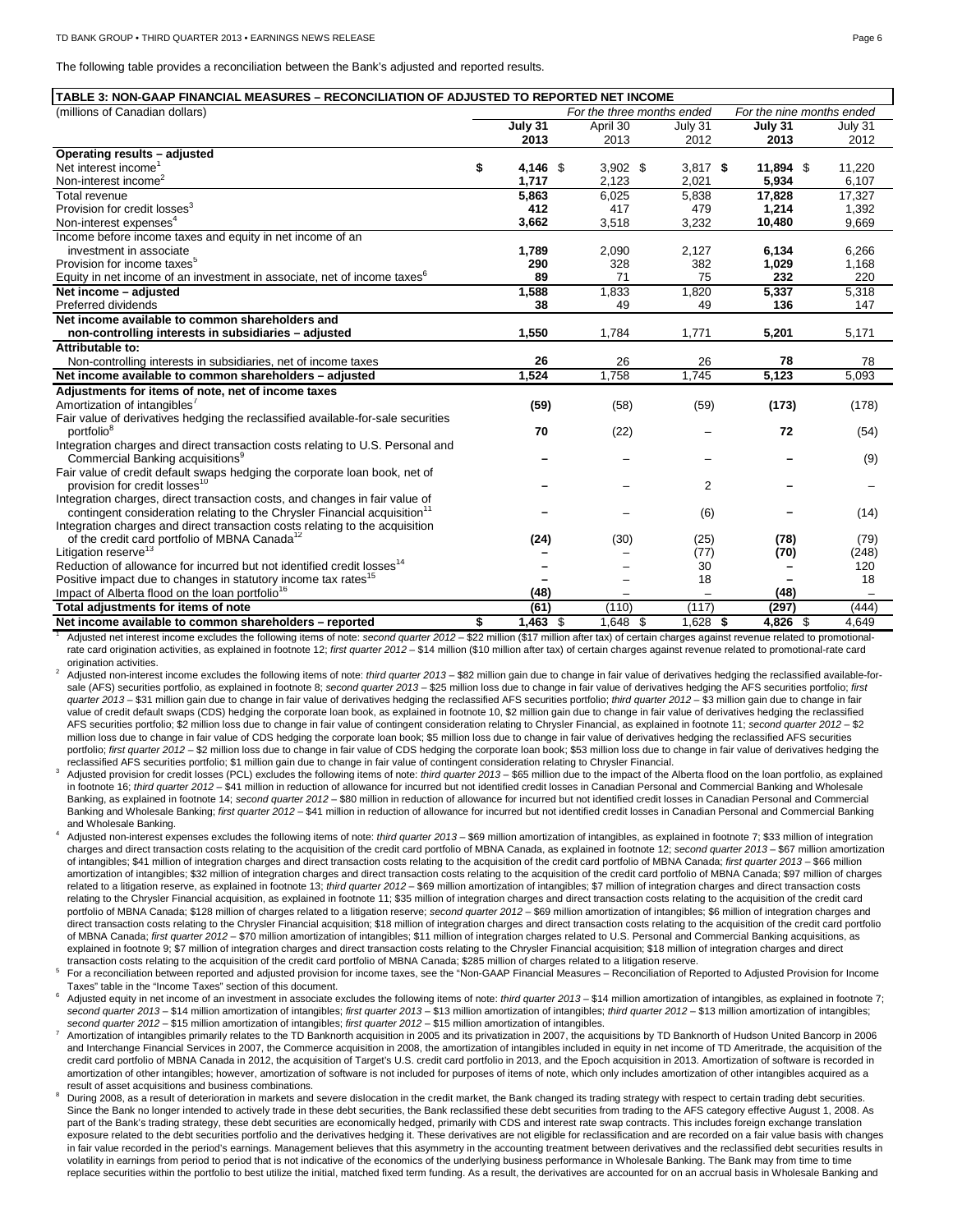The following table provides a reconciliation between the Bank's adjusted and reported results.

**TABLE 3: NON-GAAP FINANCIAL MEASURES – RECONCILIATION OF ADJUSTED TO REPORTED NET INCOME**

| (millions of Canadian dollars) | *For the three months ended* | | | *For the nine months ended* | |
|---|---|---|---|---|---|
| | **July 31 2013** | April 30 2013 | July 31 2012 | **July 31 2013** | July 31 2012 |
| **Operating results – adjusted** | | | | | |
| Net interest income[1] | **$ 4,146** | $ 3,902 | $ 3,817 | **$ 11,894** | $ 11,220 |
| Non-interest income[2] | **1,717** | 2,123 | 2,021 | **5,934** | 6,107 |
| Total revenue | **5,863** | 6,025 | 5,838 | **17,828** | 17,327 |
| Provision for credit losses[3] | **412** | 417 | 479 | **1,214** | 1,392 |
| Non-interest expenses[4] | **3,662** | 3,518 | 3,232 | **10,480** | 9,669 |
| Income before income taxes and equity in net income of an investment in associate | **1,789** | 2,090 | 2,127 | **6,134** | 6,266 |
| Provision for income taxes[5] | **290** | 328 | 382 | **1,029** | 1,168 |
| Equity in net income of an investment in associate, net of income taxes[6] | **89** | 71 | 75 | **232** | 220 |
| **Net income – adjusted** | **1,588** | 1,833 | 1,820 | **5,337** | 5,318 |
| Preferred dividends | **38** | 49 | 49 | **136** | 147 |
| **Net income available to common shareholders and non-controlling interests in subsidiaries – adjusted** | **1,550** | 1,784 | 1,771 | **5,201** | 5,171 |
| **Attributable to:** | | | | | |
| Non-controlling interests in subsidiaries, net of income taxes | **26** | 26 | 26 | **78** | 78 |
| **Net income available to common shareholders – adjusted** | **1,524** | 1,758 | 1,745 | **5,123** | 5,093 |
| **Adjustments for items of note, net of income taxes** | | | | | |
| Amortization of intangibles[7] | **(59)** | (58) | (59) | **(173)** | (178) |
| Fair value of derivatives hedging the reclassified available-for-sale securities portfolio[8] | **70** | (22) | – | **72** | (54) |
| Integration charges and direct transaction costs relating to U.S. Personal and Commercial Banking acquisitions[9] | **–** | – | – | **–** | (9) |
| Fair value of credit default swaps hedging the corporate loan book, net of provision for credit losses[10] | **–** | – | 2 | **–** | – |
| Integration charges, direct transaction costs, and changes in fair value of contingent consideration relating to the Chrysler Financial acquisition[11] | **–** | – | (6) | **–** | (14) |
| Integration charges and direct transaction costs relating to the acquisition of the credit card portfolio of MBNA Canada[12] | **(24)** | (30) | (25) | **(78)** | (79) |
| Litigation reserve[13] | **–** | – | (77) | **(70)** | (248) |
| Reduction of allowance for incurred but not identified credit losses[14] | **–** | – | 30 | **–** | 120 |
| Positive impact due to changes in statutory income tax rates[15] | **–** | – | 18 | **–** | 18 |
| Impact of Alberta flood on the loan portfolio[16] | **(48)** | – | – | **(48)** | – |
| **Total adjustments for items of note** | **(61)** | (110) | (117) | **(297)** | (444) |
| **Net income available to common shareholders – reported** | **$ 1,463** | $ 1,648 | $ 1,628 | **$ 4,826** | $ 4,649 |

[1] Adjusted net interest income excludes the following items of note: *second quarter 2012* – $22 million ($17 million after tax) of certain charges against revenue related to promotional-rate card origination activities, as explained in footnote 12; *first quarter 2012* – $14 million ($10 million after tax) of certain charges against revenue related to promotional-rate card origination activities.

[2] Adjusted non-interest income excludes the following items of note: *third quarter 2013* – $82 million gain due to change in fair value of derivatives hedging the reclassified available-for-sale (AFS) securities portfolio, as explained in footnote 8; *second quarter 2013* – $25 million loss due to change in fair value of derivatives hedging the AFS securities portfolio; *first quarter 2013* – $31 million gain due to change in fair value of derivatives hedging the reclassified AFS securities portfolio; *third quarter 2012* – $3 million gain due to change in fair value of credit default swaps (CDS) hedging the corporate loan book, as explained in footnote 10, $2 million gain due to change in fair value of derivatives hedging the reclassified AFS securities portfolio; $2 million loss due to change in fair value of contingent consideration relating to Chrysler Financial, as explained in footnote 11; *second quarter 2012* – $2 million loss due to change in fair value of CDS hedging the corporate loan book; $5 million loss due to change in fair value of derivatives hedging the reclassified AFS securities portfolio; *first quarter 2012* – $2 million loss due to change in fair value of CDS hedging the corporate loan book; $53 million loss due to change in fair value of derivatives hedging the reclassified AFS securities portfolio; $1 million gain due to change in fair value of contingent consideration relating to Chrysler Financial.

[3] Adjusted provision for credit losses (PCL) excludes the following items of note: *third quarter 2013* – $65 million due to the impact of the Alberta flood on the loan portfolio, as explained in footnote 16; *third quarter 2012* – $41 million in reduction of allowance for incurred but not identified credit losses in Canadian Personal and Commercial Banking and Wholesale Banking, as explained in footnote 14; *second quarter 2012* – $80 million in reduction of allowance for incurred but not identified credit losses in Canadian Personal and Commercial Banking and Wholesale Banking; *first quarter 2012* – $41 million in reduction of allowance for incurred but not identified credit losses in Canadian Personal and Commercial Banking and Wholesale Banking.

[4] Adjusted non-interest expenses excludes the following items of note: *third quarter 2013* – $69 million amortization of intangibles, as explained in footnote 7; $33 million of integration charges and direct transaction costs relating to the acquisition of the credit card portfolio of MBNA Canada, as explained in footnote 12; *second quarter 2013* – $67 million amortization of intangibles; $41 million of integration charges and direct transaction costs relating to the acquisition of the credit card portfolio of MBNA Canada; *first quarter 2013* – $66 million amortization of intangibles; $32 million of integration charges and direct transaction costs relating to the acquisition of the credit card portfolio of MBNA Canada; $97 million of charges related to a litigation reserve, as explained in footnote 13; *third quarter 2012* – $69 million amortization of intangibles; $7 million of integration charges and direct transaction costs relating to the Chrysler Financial acquisition, as explained in footnote 11; $35 million of integration charges and direct transaction costs relating to the acquisition of the credit card portfolio of MBNA Canada; $128 million of charges related to a litigation reserve; *second quarter 2012* – $69 million amortization of intangibles; $6 million of integration charges and direct transaction costs relating to the Chrysler Financial acquisition; $18 million of integration charges and direct transaction costs relating to the acquisition of the credit card portfolio of MBNA Canada; *first quarter 2012* – $70 million amortization of intangibles; $11 million of integration charges related to U.S. Personal and Commercial Banking acquisitions, as explained in footnote 9; $7 million of integration charges and direct transaction costs relating to the Chrysler Financial acquisition; $18 million of integration charges and direct transaction costs relating to the acquisition of the credit card portfolio of MBNA Canada; $285 million of charges related to a litigation reserve.

[5] For a reconciliation between reported and adjusted provision for income taxes, see the "Non-GAAP Financial Measures – Reconciliation of Reported to Adjusted Provision for Income Taxes" table in the "Income Taxes" section of this document.

[6] Adjusted equity in net income of an investment in associate excludes the following items of note: *third quarter 2013* – $14 million amortization of intangibles, as explained in footnote 7; *second quarter 2013* – $14 million amortization of intangibles; *first quarter 2013* – $13 million amortization of intangibles; *third quarter 2012* – $13 million amortization of intangibles; *second quarter 2012* – $15 million amortization of intangibles; *first quarter 2012* – $15 million amortization of intangibles.

[7] Amortization of intangibles primarily relates to the TD Banknorth acquisition in 2005 and its privatization in 2007, the acquisitions by TD Banknorth of Hudson United Bancorp in 2006 and Interchange Financial Services in 2007, the Commerce acquisition in 2008, the amortization of intangibles included in equity in net income of TD Ameritrade, the acquisition of the credit card portfolio of MBNA Canada in 2012, the acquisition of Target's U.S. credit card portfolio in 2013, and the Epoch acquisition in 2013. Amortization of software is recorded in amortization of other intangibles; however, amortization of software is not included for purposes of items of note, which only includes amortization of other intangibles acquired as a result of asset acquisitions and business combinations.

[8] During 2008, as a result of deterioration in markets and severe dislocation in the credit market, the Bank changed its trading strategy with respect to certain trading debt securities. Since the Bank no longer intended to actively trade in these debt securities, the Bank reclassified these debt securities from trading to the AFS category effective August 1, 2008. As part of the Bank's trading strategy, these debt securities are economically hedged, primarily with CDS and interest rate swap contracts. This includes foreign exchange translation exposure related to the debt securities portfolio and the derivatives hedging it. These derivatives are not eligible for reclassification and are recorded on a fair value basis with changes in fair value recorded in the period's earnings. Management believes that this asymmetry in the accounting treatment between derivatives and the reclassified debt securities results in volatility in earnings from period to period that is not indicative of the economics of the underlying business performance in Wholesale Banking. The Bank may from time to time replace securities within the portfolio to best utilize the initial, matched fixed term funding. As a result, the derivatives are accounted for on an accrual basis in Wholesale Banking and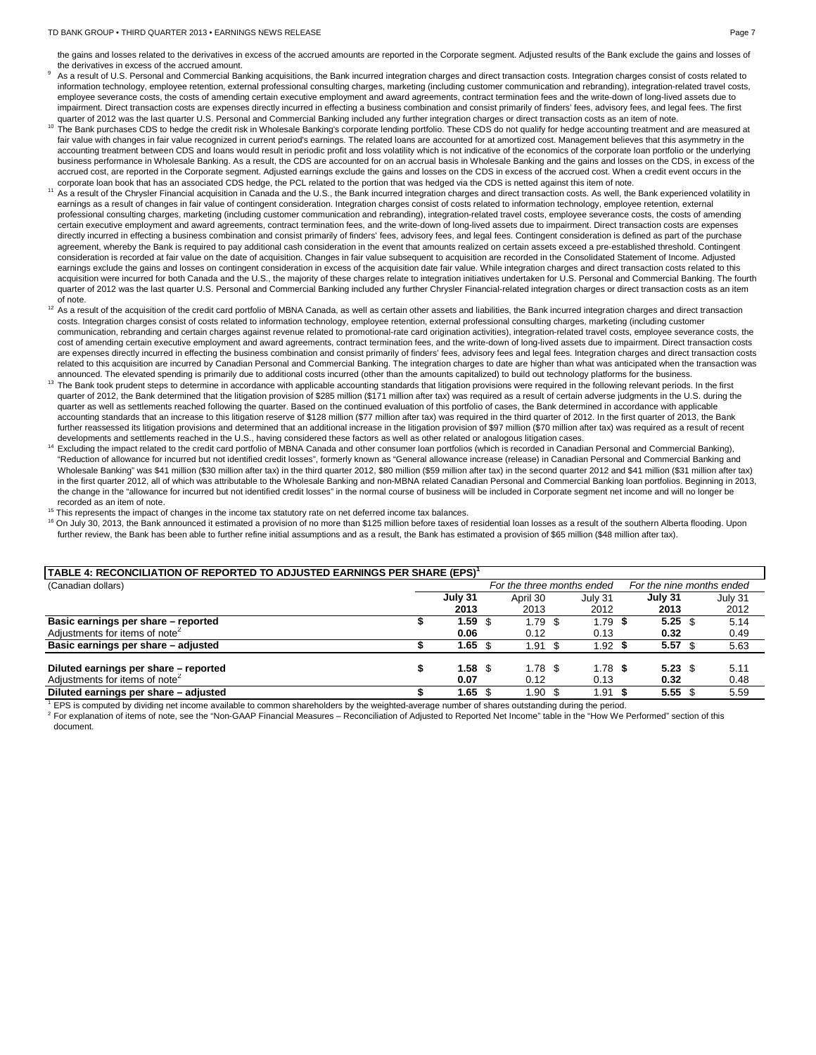the gains and losses related to the derivatives in excess of the accrued amounts are reported in the Corporate segment. Adjusted results of the Bank exclude the gains and losses of the derivatives in excess of the accrued amount.

[9] As a result of U.S. Personal and Commercial Banking acquisitions, the Bank incurred integration charges and direct transaction costs. Integration charges consist of costs related to information technology, employee retention, external professional consulting charges, marketing (including customer communication and rebranding), integration-related travel costs, employee severance costs, the costs of amending certain executive employment and award agreements, contract termination fees and the write-down of long-lived assets due to impairment. Direct transaction costs are expenses directly incurred in effecting a business combination and consist primarily of finders' fees, advisory fees, and legal fees. The first quarter of 2012 was the last quarter U.S. Personal and Commercial Banking included any further integration charges or direct transaction costs as an item of note.

[10] The Bank purchases CDS to hedge the credit risk in Wholesale Banking's corporate lending portfolio. These CDS do not qualify for hedge accounting treatment and are measured at fair value with changes in fair value recognized in current period's earnings. The related loans are accounted for at amortized cost. Management believes that this asymmetry in the accounting treatment between CDS and loans would result in periodic profit and loss volatility which is not indicative of the economics of the corporate loan portfolio or the underlying business performance in Wholesale Banking. As a result, the CDS are accounted for on an accrual basis in Wholesale Banking and the gains and losses on the CDS, in excess of the accrued cost, are reported in the Corporate segment. Adjusted earnings exclude the gains and losses on the CDS in excess of the accrued cost. When a credit event occurs in the corporate loan book that has an associated CDS hedge, the PCL related to the portion that was hedged via the CDS is netted against this item of note.

[11] As a result of the Chrysler Financial acquisition in Canada and the U.S., the Bank incurred integration charges and direct transaction costs. As well, the Bank experienced volatility in earnings as a result of changes in fair value of contingent consideration. Integration charges consist of costs related to information technology, employee retention, external professional consulting charges, marketing (including customer communication and rebranding), integration-related travel costs, employee severance costs, the costs of amending certain executive employment and award agreements, contract termination fees, and the write-down of long-lived assets due to impairment. Direct transaction costs are expenses directly incurred in effecting a business combination and consist primarily of finders' fees, advisory fees, and legal fees. Contingent consideration is defined as part of the purchase agreement, whereby the Bank is required to pay additional cash consideration in the event that amounts realized on certain assets exceed a pre-established threshold. Contingent consideration is recorded at fair value on the date of acquisition. Changes in fair value subsequent to acquisition are recorded in the Consolidated Statement of Income. Adjusted earnings exclude the gains and losses on contingent consideration in excess of the acquisition date fair value. While integration charges and direct transaction costs related to this acquisition were incurred for both Canada and the U.S., the majority of these charges relate to integration initiatives undertaken for U.S. Personal and Commercial Banking. The fourth quarter of 2012 was the last quarter U.S. Personal and Commercial Banking included any further Chrysler Financial-related integration charges or direct transaction costs as an item of note.

[12] As a result of the acquisition of the credit card portfolio of MBNA Canada, as well as certain other assets and liabilities, the Bank incurred integration charges and direct transaction costs. Integration charges consist of costs related to information technology, employee retention, external professional consulting charges, marketing (including customer communication, rebranding and certain charges against revenue related to promotional-rate card origination activities), integration-related travel costs, employee severance costs, the cost of amending certain executive employment and award agreements, contract termination fees, and the write-down of long-lived assets due to impairment. Direct transaction costs are expenses directly incurred in effecting the business combination and consist primarily of finders' fees, advisory fees and legal fees. Integration charges and direct transaction costs related to this acquisition are incurred by Canadian Personal and Commercial Banking. The integration charges to date are higher than what was anticipated when the transaction was announced. The elevated spending is primarily due to additional costs incurred (other than the amounts capitalized) to build out technology platforms for the business.

[13] The Bank took prudent steps to determine in accordance with applicable accounting standards that litigation provisions were required in the following relevant periods. In the first quarter of 2012, the Bank determined that the litigation provision of $285 million ($171 million after tax) was required as a result of certain adverse judgments in the U.S. during the quarter as well as settlements reached following the quarter. Based on the continued evaluation of this portfolio of cases, the Bank determined in accordance with applicable accounting standards that an increase to this litigation reserve of $128 million ($77 million after tax) was required in the third quarter of 2012. In the first quarter of 2013, the Bank further reassessed its litigation provisions and determined that an additional increase in the litigation provision of $97 million ($70 million after tax) was required as a result of recent developments and settlements reached in the U.S., having considered these factors as well as other related or analogous litigation cases.

[14] Excluding the impact related to the credit card portfolio of MBNA Canada and other consumer loan portfolios (which is recorded in Canadian Personal and Commercial Banking), "Reduction of allowance for incurred but not identified credit losses", formerly known as "General allowance increase (release) in Canadian Personal and Commercial Banking and Wholesale Banking" was $41 million ($30 million after tax) in the third quarter 2012, $80 million ($59 million after tax) in the second quarter 2012 and $41 million ($31 million after tax) in the first quarter 2012, all of which was attributable to the Wholesale Banking and non-MBNA related Canadian Personal and Commercial Banking loan portfolios. Beginning in 2013, the change in the "allowance for incurred but not identified credit losses" in the normal course of business will be included in Corporate segment net income and will no longer be recorded as an item of note.

[15] This represents the impact of changes in the income tax statutory rate on net deferred income tax balances.

[16] On July 30, 2013, the Bank announced it estimated a provision of no more than $125 million before taxes of residential loan losses as a result of the southern Alberta flooding. Upon further review, the Bank has been able to further refine initial assumptions and as a result, the Bank has estimated a provision of $65 million ($48 million after tax).

**TABLE 4: RECONCILIATION OF REPORTED TO ADJUSTED EARNINGS PER SHARE (EPS)[1]**

| (Canadian dollars) | *For the three months ended* | | | *For the nine months ended* | |
|---|---|---|---|---|---|
| | **July 31 2013** | April 30 2013 | July 31 2012 | **July 31 2013** | July 31 2012 |
| **Basic earnings per share – reported** | **$ 1.59** | $ 1.79 | $ 1.79 | **$ 5.25** | $ 5.14 |
| Adjustments for items of note[2] | **0.06** | 0.12 | 0.13 | **0.32** | 0.49 |
| **Basic earnings per share – adjusted** | **$ 1.65** | $ 1.91 | $ 1.92 | **$ 5.57** | $ 5.63 |
| | | | | | |
| **Diluted earnings per share – reported** | **$ 1.58** | $ 1.78 | $ 1.78 | **$ 5.23** | $ 5.11 |
| Adjustments for items of note[2] | **0.07** | 0.12 | 0.13 | **0.32** | 0.48 |
| **Diluted earnings per share – adjusted** | **$ 1.65** | $ 1.90 | $ 1.91 | **$ 5.55** | $ 5.59 |

[1] EPS is computed by dividing net income available to common shareholders by the weighted-average number of shares outstanding during the period.

[2] For explanation of items of note, see the "Non-GAAP Financial Measures – Reconciliation of Adjusted to Reported Net Income" table in the "How We Performed" section of this document.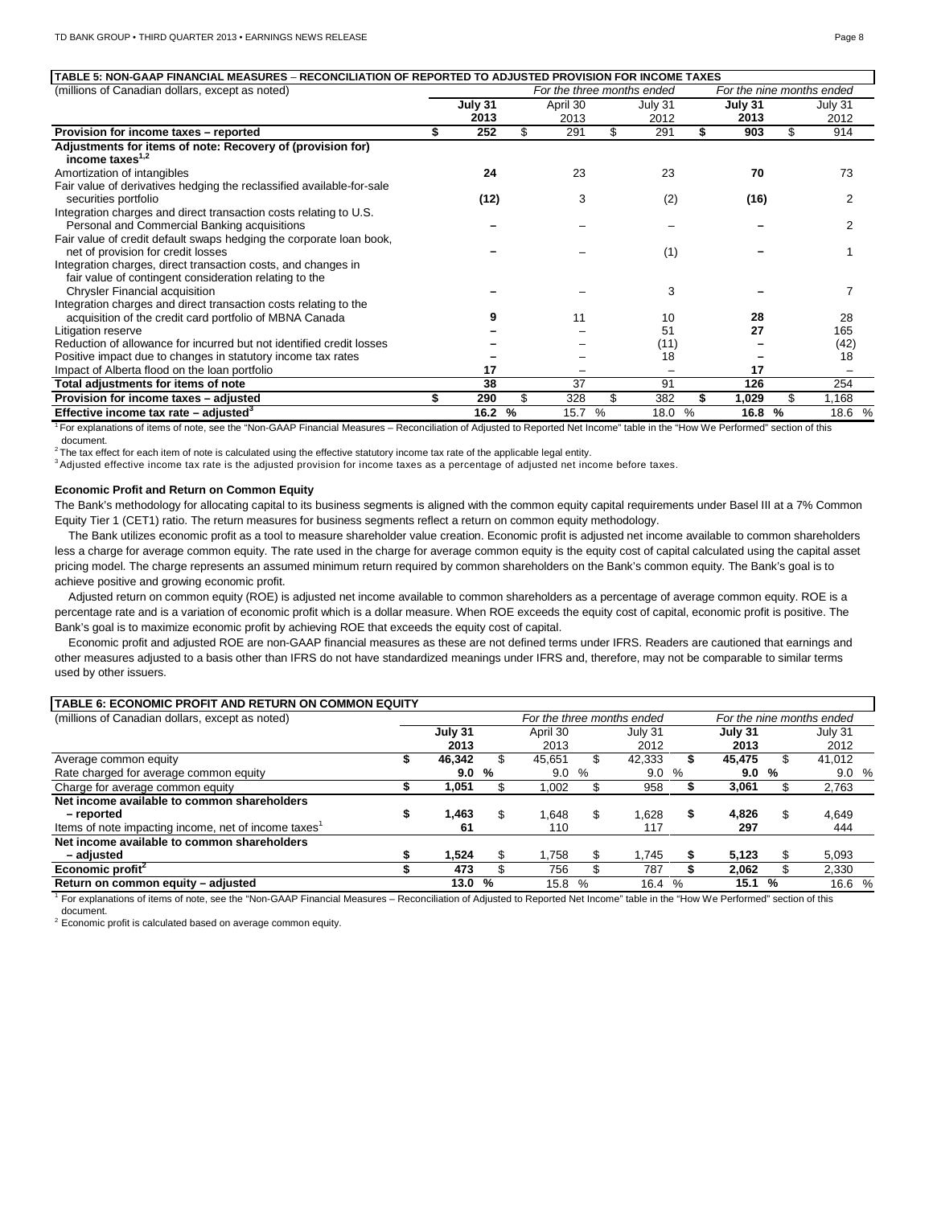**TABLE 5: NON-GAAP FINANCIAL MEASURES – RECONCILIATION OF REPORTED TO ADJUSTED PROVISION FOR INCOME TAXES**

| (millions of Canadian dollars, except as noted) | *For the three months ended* | | | *For the nine months ended* | |
|---|---|---|---|---|---|
| | **July 31 2013** | April 30 2013 | July 31 2012 | **July 31 2013** | July 31 2012 |
| **Provision for income taxes – reported** | **$ 252** | $ 291 | $ 291 | **$ 903** | $ 914 |
| **Adjustments for items of note: Recovery of (provision for) income taxes[1,2]** | | | | | |
| Amortization of intangibles | **24** | 23 | 23 | **70** | 73 |
| Fair value of derivatives hedging the reclassified available-for-sale securities portfolio | **(12)** | 3 | (2) | **(16)** | 2 |
| Integration charges and direct transaction costs relating to U.S. Personal and Commercial Banking acquisitions | **–** | – | – | **–** | 2 |
| Fair value of credit default swaps hedging the corporate loan book, net of provision for credit losses | **–** | – | (1) | **–** | 1 |
| Integration charges, direct transaction costs, and changes in fair value of contingent consideration relating to the Chrysler Financial acquisition | **–** | – | 3 | **–** | 7 |
| Integration charges and direct transaction costs relating to the acquisition of the credit card portfolio of MBNA Canada | **9** | 11 | 10 | **28** | 28 |
| Litigation reserve | **–** | – | 51 | **27** | 165 |
| Reduction of allowance for incurred but not identified credit losses | **–** | – | (11) | **–** | (42) |
| Positive impact due to changes in statutory income tax rates | **–** | – | 18 | **–** | 18 |
| Impact of Alberta flood on the loan portfolio | **17** | – | – | **17** | – |
| **Total adjustments for items of note** | **38** | 37 | 91 | **126** | 254 |
| **Provision for income taxes – adjusted** | **$ 290** | $ 328 | $ 382 | **$ 1,029** | $ 1,168 |
| **Effective income tax rate – adjusted[3]** | **16.2 %** | 15.7 % | 18.0 % | **16.8 %** | 18.6 % |

[1] For explanations of items of note, see the "Non-GAAP Financial Measures – Reconciliation of Adjusted to Reported Net Income" table in the "How We Performed" section of this document.
[2] The tax effect for each item of note is calculated using the effective statutory income tax rate of the applicable legal entity.
[3] Adjusted effective income tax rate is the adjusted provision for income taxes as a percentage of adjusted net income before taxes.

**Economic Profit and Return on Common Equity**

The Bank's methodology for allocating capital to its business segments is aligned with the common equity capital requirements under Basel III at a 7% Common Equity Tier 1 (CET1) ratio. The return measures for business segments reflect a return on common equity methodology.

The Bank utilizes economic profit as a tool to measure shareholder value creation. Economic profit is adjusted net income available to common shareholders less a charge for average common equity. The rate used in the charge for average common equity is the equity cost of capital calculated using the capital asset pricing model. The charge represents an assumed minimum return required by common shareholders on the Bank's common equity. The Bank's goal is to achieve positive and growing economic profit.

Adjusted return on common equity (ROE) is adjusted net income available to common shareholders as a percentage of average common equity. ROE is a percentage rate and is a variation of economic profit which is a dollar measure. When ROE exceeds the equity cost of capital, economic profit is positive. The Bank's goal is to maximize economic profit by achieving ROE that exceeds the equity cost of capital.

Economic profit and adjusted ROE are non-GAAP financial measures as these are not defined terms under IFRS. Readers are cautioned that earnings and other measures adjusted to a basis other than IFRS do not have standardized meanings under IFRS and, therefore, may not be comparable to similar terms used by other issuers.

**TABLE 6: ECONOMIC PROFIT AND RETURN ON COMMON EQUITY**

| (millions of Canadian dollars, except as noted) | *For the three months ended* | | | *For the nine months ended* | |
|---|---|---|---|---|---|
| | **July 31 2013** | April 30 2013 | July 31 2012 | **July 31 2013** | July 31 2012 |
| Average common equity | **$ 46,342** | $ 45,651 | $ 42,333 | **$ 45,475** | $ 41,012 |
| Rate charged for average common equity | **9.0 %** | 9.0 % | 9.0 % | **9.0 %** | 9.0 % |
| Charge for average common equity | **$ 1,051** | $ 1,002 | $ 958 | **$ 3,061** | $ 2,763 |
| **Net income available to common shareholders – reported** | **$ 1,463** | $ 1,648 | $ 1,628 | **$ 4,826** | $ 4,649 |
| Items of note impacting income, net of income taxes[1] | **61** | 110 | 117 | **297** | 444 |
| **Net income available to common shareholders – adjusted** | **$ 1,524** | $ 1,758 | $ 1,745 | **$ 5,123** | $ 5,093 |
| **Economic profit[2]** | **$ 473** | $ 756 | $ 787 | **$ 2,062** | $ 2,330 |
| **Return on common equity – adjusted** | **13.0 %** | 15.8 % | 16.4 % | **15.1 %** | 16.6 % |

[1] For explanations of items of note, see the "Non-GAAP Financial Measures – Reconciliation of Adjusted to Reported Net Income" table in the "How We Performed" section of this document.
[2] Economic profit is calculated based on average common equity.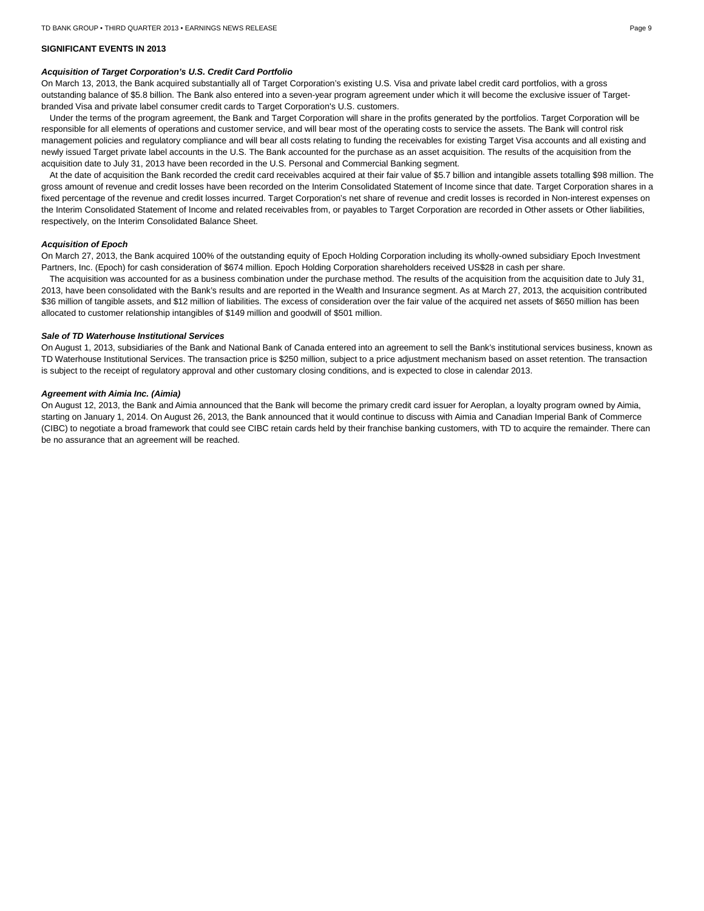## SIGNIFICANT EVENTS IN 2013

### *Acquisition of Target Corporation's U.S. Credit Card Portfolio*

On March 13, 2013, the Bank acquired substantially all of Target Corporation's existing U.S. Visa and private label credit card portfolios, with a gross outstanding balance of $5.8 billion. The Bank also entered into a seven-year program agreement under which it will become the exclusive issuer of Target-branded Visa and private label consumer credit cards to Target Corporation's U.S. customers.

Under the terms of the program agreement, the Bank and Target Corporation will share in the profits generated by the portfolios. Target Corporation will be responsible for all elements of operations and customer service, and will bear most of the operating costs to service the assets. The Bank will control risk management policies and regulatory compliance and will bear all costs relating to funding the receivables for existing Target Visa accounts and all existing and newly issued Target private label accounts in the U.S. The Bank accounted for the purchase as an asset acquisition. The results of the acquisition from the acquisition date to July 31, 2013 have been recorded in the U.S. Personal and Commercial Banking segment.

At the date of acquisition the Bank recorded the credit card receivables acquired at their fair value of $5.7 billion and intangible assets totalling $98 million. The gross amount of revenue and credit losses have been recorded on the Interim Consolidated Statement of Income since that date. Target Corporation shares in a fixed percentage of the revenue and credit losses incurred. Target Corporation's net share of revenue and credit losses is recorded in Non-interest expenses on the Interim Consolidated Statement of Income and related receivables from, or payables to Target Corporation are recorded in Other assets or Other liabilities, respectively, on the Interim Consolidated Balance Sheet.

### *Acquisition of Epoch*

On March 27, 2013, the Bank acquired 100% of the outstanding equity of Epoch Holding Corporation including its wholly-owned subsidiary Epoch Investment Partners, Inc. (Epoch) for cash consideration of $674 million. Epoch Holding Corporation shareholders received US$28 in cash per share.

The acquisition was accounted for as a business combination under the purchase method. The results of the acquisition from the acquisition date to July 31, 2013, have been consolidated with the Bank's results and are reported in the Wealth and Insurance segment. As at March 27, 2013, the acquisition contributed $36 million of tangible assets, and $12 million of liabilities. The excess of consideration over the fair value of the acquired net assets of $650 million has been allocated to customer relationship intangibles of $149 million and goodwill of $501 million.

### *Sale of TD Waterhouse Institutional Services*

On August 1, 2013, subsidiaries of the Bank and National Bank of Canada entered into an agreement to sell the Bank's institutional services business, known as TD Waterhouse Institutional Services. The transaction price is $250 million, subject to a price adjustment mechanism based on asset retention. The transaction is subject to the receipt of regulatory approval and other customary closing conditions, and is expected to close in calendar 2013.

### *Agreement with Aimia Inc. (Aimia)*

On August 12, 2013, the Bank and Aimia announced that the Bank will become the primary credit card issuer for Aeroplan, a loyalty program owned by Aimia, starting on January 1, 2014. On August 26, 2013, the Bank announced that it would continue to discuss with Aimia and Canadian Imperial Bank of Commerce (CIBC) to negotiate a broad framework that could see CIBC retain cards held by their franchise banking customers, with TD to acquire the remainder. There can be no assurance that an agreement will be reached.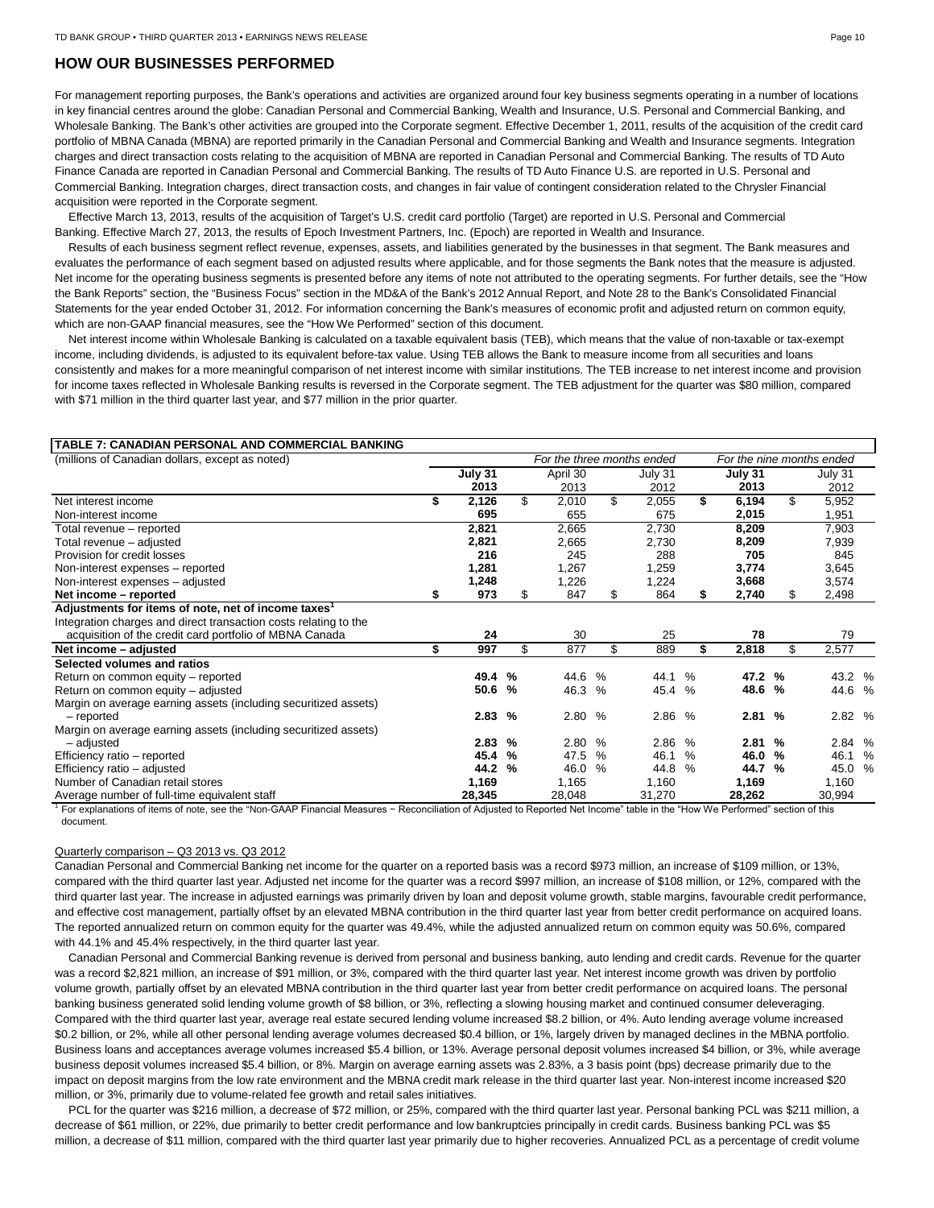## HOW OUR BUSINESSES PERFORMED

For management reporting purposes, the Bank's operations and activities are organized around four key business segments operating in a number of locations in key financial centres around the globe: Canadian Personal and Commercial Banking, Wealth and Insurance, U.S. Personal and Commercial Banking, and Wholesale Banking. The Bank's other activities are grouped into the Corporate segment. Effective December 1, 2011, results of the acquisition of the credit card portfolio of MBNA Canada (MBNA) are reported primarily in the Canadian Personal and Commercial Banking and Wealth and Insurance segments. Integration charges and direct transaction costs relating to the acquisition of MBNA are reported in Canadian Personal and Commercial Banking. The results of TD Auto Finance Canada are reported in Canadian Personal and Commercial Banking. The results of TD Auto Finance U.S. are reported in U.S. Personal and Commercial Banking. Integration charges, direct transaction costs, and changes in fair value of contingent consideration related to the Chrysler Financial acquisition were reported in the Corporate segment.

Effective March 13, 2013, results of the acquisition of Target's U.S. credit card portfolio (Target) are reported in U.S. Personal and Commercial Banking. Effective March 27, 2013, the results of Epoch Investment Partners, Inc. (Epoch) are reported in Wealth and Insurance.

Results of each business segment reflect revenue, expenses, assets, and liabilities generated by the businesses in that segment. The Bank measures and evaluates the performance of each segment based on adjusted results where applicable, and for those segments the Bank notes that the measure is adjusted. Net income for the operating business segments is presented before any items of note not attributed to the operating segments. For further details, see the "How the Bank Reports" section, the "Business Focus" section in the MD&A of the Bank's 2012 Annual Report, and Note 28 to the Bank's Consolidated Financial Statements for the year ended October 31, 2012. For information concerning the Bank's measures of economic profit and adjusted return on common equity, which are non-GAAP financial measures, see the "How We Performed" section of this document.

Net interest income within Wholesale Banking is calculated on a taxable equivalent basis (TEB), which means that the value of non-taxable or tax-exempt income, including dividends, is adjusted to its equivalent before-tax value. Using TEB allows the Bank to measure income from all securities and loans consistently and makes for a more meaningful comparison of net interest income with similar institutions. The TEB increase to net interest income and provision for income taxes reflected in Wholesale Banking results is reversed in the Corporate segment. The TEB adjustment for the quarter was $80 million, compared with $71 million in the third quarter last year, and $77 million in the prior quarter.

**TABLE 7: CANADIAN PERSONAL AND COMMERCIAL BANKING**

| (millions of Canadian dollars, except as noted) | *For the three months ended* | | | *For the nine months ended* | |
|---|---|---|---|---|---|
| | **July 31 2013** | April 30 2013 | July 31 2012 | **July 31 2013** | July 31 2012 |
| Net interest income | **$ 2,126** | $ 2,010 | $ 2,055 | **$ 6,194** | $ 5,952 |
| Non-interest income | **695** | 655 | 675 | **2,015** | 1,951 |
| Total revenue – reported | **2,821** | 2,665 | 2,730 | **8,209** | 7,903 |
| Total revenue – adjusted | **2,821** | 2,665 | 2,730 | **8,209** | 7,939 |
| Provision for credit losses | **216** | 245 | 288 | **705** | 845 |
| Non-interest expenses – reported | **1,281** | 1,267 | 1,259 | **3,774** | 3,645 |
| Non-interest expenses – adjusted | **1,248** | 1,226 | 1,224 | **3,668** | 3,574 |
| **Net income – reported** | **$ 973** | $ 847 | $ 864 | **$ 2,740** | $ 2,498 |
| **Adjustments for items of note, net of income taxes**[1] | | | | | |
| Integration charges and direct transaction costs relating to the acquisition of the credit card portfolio of MBNA Canada | **24** | 30 | 25 | **78** | 79 |
| **Net income – adjusted** | **$ 997** | $ 877 | $ 889 | **$ 2,818** | $ 2,577 |
| **Selected volumes and ratios** | | | | | |
| Return on common equity – reported | **49.4 %** | 44.6 % | 44.1 % | **47.2 %** | 43.2 % |
| Return on common equity – adjusted | **50.6 %** | 46.3 % | 45.4 % | **48.6 %** | 44.6 % |
| Margin on average earning assets (including securitized assets) – reported | **2.83 %** | 2.80 % | 2.86 % | **2.81 %** | 2.82 % |
| Margin on average earning assets (including securitized assets) – adjusted | **2.83 %** | 2.80 % | 2.86 % | **2.81 %** | 2.84 % |
| Efficiency ratio – reported | **45.4 %** | 47.5 % | 46.1 % | **46.0 %** | 46.1 % |
| Efficiency ratio – adjusted | **44.2 %** | 46.0 % | 44.8 % | **44.7 %** | 45.0 % |
| Number of Canadian retail stores | **1,169** | 1,165 | 1,160 | **1,169** | 1,160 |
| Average number of full-time equivalent staff | **28,345** | 28,048 | 31,270 | **28,262** | 30,994 |

[1] For explanations of items of note, see the "Non-GAAP Financial Measures − Reconciliation of Adjusted to Reported Net Income" table in the "How We Performed" section of this document.

Quarterly comparison – Q3 2013 vs. Q3 2012

Canadian Personal and Commercial Banking net income for the quarter on a reported basis was a record $973 million, an increase of $109 million, or 13%, compared with the third quarter last year. Adjusted net income for the quarter was a record $997 million, an increase of $108 million, or 12%, compared with the third quarter last year. The increase in adjusted earnings was primarily driven by loan and deposit volume growth, stable margins, favourable credit performance, and effective cost management, partially offset by an elevated MBNA contribution in the third quarter last year from better credit performance on acquired loans. The reported annualized return on common equity for the quarter was 49.4%, while the adjusted annualized return on common equity was 50.6%, compared with 44.1% and 45.4% respectively, in the third quarter last year.

Canadian Personal and Commercial Banking revenue is derived from personal and business banking, auto lending and credit cards. Revenue for the quarter was a record $2,821 million, an increase of $91 million, or 3%, compared with the third quarter last year. Net interest income growth was driven by portfolio volume growth, partially offset by an elevated MBNA contribution in the third quarter last year from better credit performance on acquired loans. The personal banking business generated solid lending volume growth of $8 billion, or 3%, reflecting a slowing housing market and continued consumer deleveraging. Compared with the third quarter last year, average real estate secured lending volume increased $8.2 billion, or 4%. Auto lending average volume increased $0.2 billion, or 2%, while all other personal lending average volumes decreased $0.4 billion, or 1%, largely driven by managed declines in the MBNA portfolio. Business loans and acceptances average volumes increased $5.4 billion, or 13%. Average personal deposit volumes increased $4 billion, or 3%, while average business deposit volumes increased $5.4 billion, or 8%. Margin on average earning assets was 2.83%, a 3 basis point (bps) decrease primarily due to the impact on deposit margins from the low rate environment and the MBNA credit mark release in the third quarter last year. Non-interest income increased $20 million, or 3%, primarily due to volume-related fee growth and retail sales initiatives.

PCL for the quarter was $216 million, a decrease of $72 million, or 25%, compared with the third quarter last year. Personal banking PCL was $211 million, a decrease of $61 million, or 22%, due primarily to better credit performance and low bankruptcies principally in credit cards. Business banking PCL was $5 million, a decrease of $11 million, compared with the third quarter last year primarily due to higher recoveries. Annualized PCL as a percentage of credit volume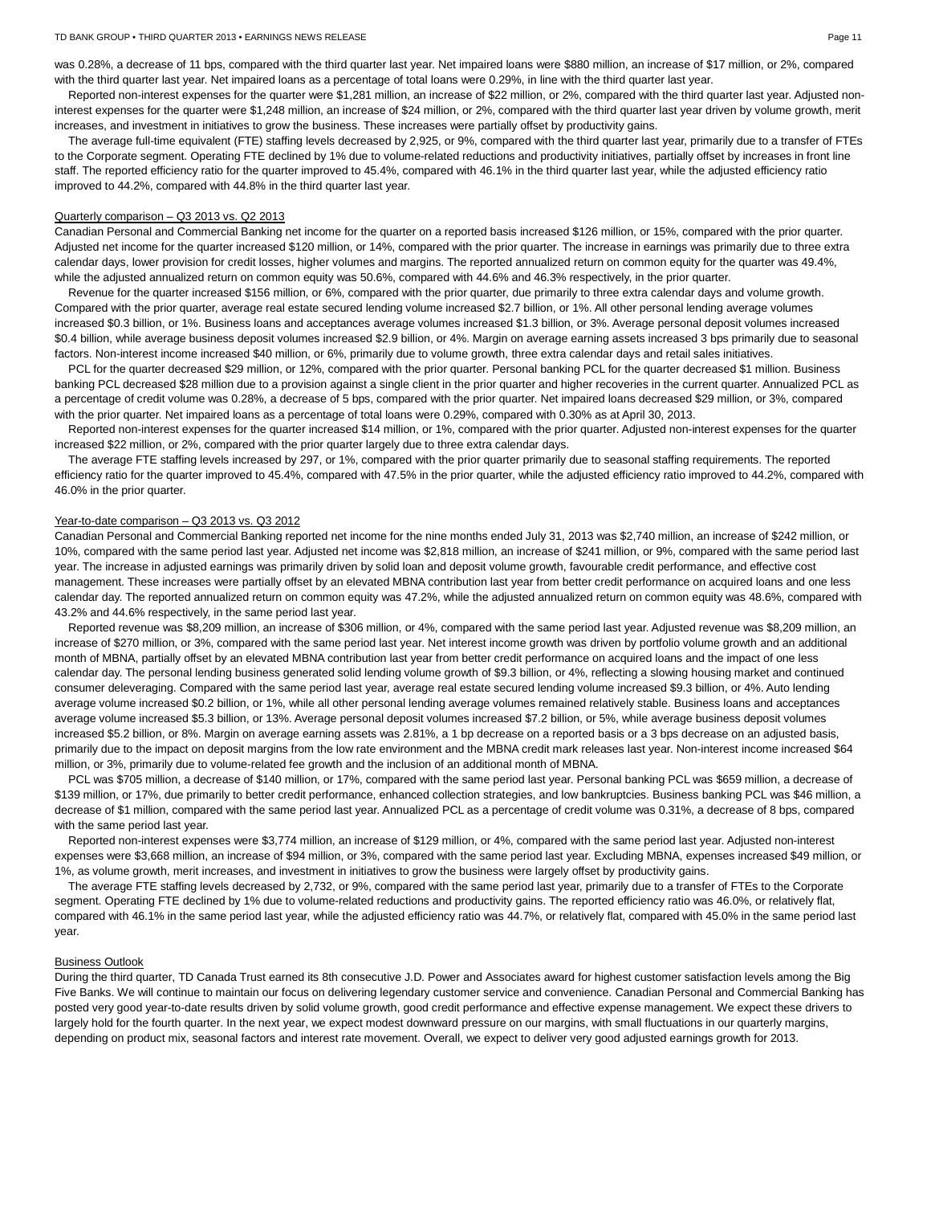was 0.28%, a decrease of 11 bps, compared with the third quarter last year. Net impaired loans were $880 million, an increase of $17 million, or 2%, compared with the third quarter last year. Net impaired loans as a percentage of total loans were 0.29%, in line with the third quarter last year.

Reported non-interest expenses for the quarter were $1,281 million, an increase of $22 million, or 2%, compared with the third quarter last year. Adjusted non-interest expenses for the quarter were $1,248 million, an increase of $24 million, or 2%, compared with the third quarter last year driven by volume growth, merit increases, and investment in initiatives to grow the business. These increases were partially offset by productivity gains.

The average full-time equivalent (FTE) staffing levels decreased by 2,925, or 9%, compared with the third quarter last year, primarily due to a transfer of FTEs to the Corporate segment. Operating FTE declined by 1% due to volume-related reductions and productivity initiatives, partially offset by increases in front line staff. The reported efficiency ratio for the quarter improved to 45.4%, compared with 46.1% in the third quarter last year, while the adjusted efficiency ratio improved to 44.2%, compared with 44.8% in the third quarter last year.

Quarterly comparison – Q3 2013 vs. Q2 2013

Canadian Personal and Commercial Banking net income for the quarter on a reported basis increased $126 million, or 15%, compared with the prior quarter. Adjusted net income for the quarter increased $120 million, or 14%, compared with the prior quarter. The increase in earnings was primarily due to three extra calendar days, lower provision for credit losses, higher volumes and margins. The reported annualized return on common equity for the quarter was 49.4%, while the adjusted annualized return on common equity was 50.6%, compared with 44.6% and 46.3% respectively, in the prior quarter.

Revenue for the quarter increased $156 million, or 6%, compared with the prior quarter, due primarily to three extra calendar days and volume growth. Compared with the prior quarter, average real estate secured lending volume increased $2.7 billion, or 1%. All other personal lending average volumes increased $0.3 billion, or 1%. Business loans and acceptances average volumes increased $1.3 billion, or 3%. Average personal deposit volumes increased $0.4 billion, while average business deposit volumes increased $2.9 billion, or 4%. Margin on average earning assets increased 3 bps primarily due to seasonal factors. Non-interest income increased $40 million, or 6%, primarily due to volume growth, three extra calendar days and retail sales initiatives.

PCL for the quarter decreased $29 million, or 12%, compared with the prior quarter. Personal banking PCL for the quarter decreased $1 million. Business banking PCL decreased $28 million due to a provision against a single client in the prior quarter and higher recoveries in the current quarter. Annualized PCL as a percentage of credit volume was 0.28%, a decrease of 5 bps, compared with the prior quarter. Net impaired loans decreased $29 million, or 3%, compared with the prior quarter. Net impaired loans as a percentage of total loans were 0.29%, compared with 0.30% as at April 30, 2013.

Reported non-interest expenses for the quarter increased $14 million, or 1%, compared with the prior quarter. Adjusted non-interest expenses for the quarter increased $22 million, or 2%, compared with the prior quarter largely due to three extra calendar days.

The average FTE staffing levels increased by 297, or 1%, compared with the prior quarter primarily due to seasonal staffing requirements. The reported efficiency ratio for the quarter improved to 45.4%, compared with 47.5% in the prior quarter, while the adjusted efficiency ratio improved to 44.2%, compared with 46.0% in the prior quarter.

Year-to-date comparison – Q3 2013 vs. Q3 2012

Canadian Personal and Commercial Banking reported net income for the nine months ended July 31, 2013 was $2,740 million, an increase of $242 million, or 10%, compared with the same period last year. Adjusted net income was $2,818 million, an increase of $241 million, or 9%, compared with the same period last year. The increase in adjusted earnings was primarily driven by solid loan and deposit volume growth, favourable credit performance, and effective cost management. These increases were partially offset by an elevated MBNA contribution last year from better credit performance on acquired loans and one less calendar day. The reported annualized return on common equity was 47.2%, while the adjusted annualized return on common equity was 48.6%, compared with 43.2% and 44.6% respectively, in the same period last year.

Reported revenue was $8,209 million, an increase of $306 million, or 4%, compared with the same period last year. Adjusted revenue was $8,209 million, an increase of $270 million, or 3%, compared with the same period last year. Net interest income growth was driven by portfolio volume growth and an additional month of MBNA, partially offset by an elevated MBNA contribution last year from better credit performance on acquired loans and the impact of one less calendar day. The personal lending business generated solid lending volume growth of $9.3 billion, or 4%, reflecting a slowing housing market and continued consumer deleveraging. Compared with the same period last year, average real estate secured lending volume increased $9.3 billion, or 4%. Auto lending average volume increased $0.2 billion, or 1%, while all other personal lending average volumes remained relatively stable. Business loans and acceptances average volume increased $5.3 billion, or 13%. Average personal deposit volumes increased $7.2 billion, or 5%, while average business deposit volumes increased $5.2 billion, or 8%. Margin on average earning assets was 2.81%, a 1 bp decrease on a reported basis or a 3 bps decrease on an adjusted basis, primarily due to the impact on deposit margins from the low rate environment and the MBNA credit mark releases last year. Non-interest income increased $64 million, or 3%, primarily due to volume-related fee growth and the inclusion of an additional month of MBNA.

PCL was $705 million, a decrease of $140 million, or 17%, compared with the same period last year. Personal banking PCL was $659 million, a decrease of $139 million, or 17%, due primarily to better credit performance, enhanced collection strategies, and low bankruptcies. Business banking PCL was $46 million, a decrease of $1 million, compared with the same period last year. Annualized PCL as a percentage of credit volume was 0.31%, a decrease of 8 bps, compared with the same period last year.

Reported non-interest expenses were $3,774 million, an increase of $129 million, or 4%, compared with the same period last year. Adjusted non-interest expenses were $3,668 million, an increase of $94 million, or 3%, compared with the same period last year. Excluding MBNA, expenses increased $49 million, or 1%, as volume growth, merit increases, and investment in initiatives to grow the business were largely offset by productivity gains.

The average FTE staffing levels decreased by 2,732, or 9%, compared with the same period last year, primarily due to a transfer of FTEs to the Corporate segment. Operating FTE declined by 1% due to volume-related reductions and productivity gains. The reported efficiency ratio was 46.0%, or relatively flat, compared with 46.1% in the same period last year, while the adjusted efficiency ratio was 44.7%, or relatively flat, compared with 45.0% in the same period last year.

Business Outlook

During the third quarter, TD Canada Trust earned its 8th consecutive J.D. Power and Associates award for highest customer satisfaction levels among the Big Five Banks. We will continue to maintain our focus on delivering legendary customer service and convenience. Canadian Personal and Commercial Banking has posted very good year-to-date results driven by solid volume growth, good credit performance and effective expense management. We expect these drivers to largely hold for the fourth quarter. In the next year, we expect modest downward pressure on our margins, with small fluctuations in our quarterly margins, depending on product mix, seasonal factors and interest rate movement. Overall, we expect to deliver very good adjusted earnings growth for 2013.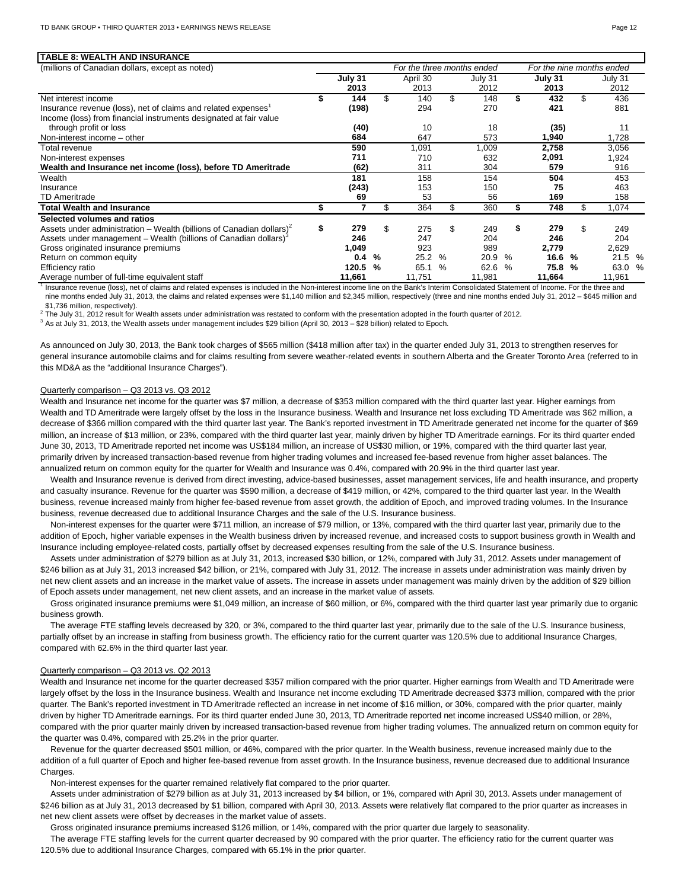**TABLE 8: WEALTH AND INSURANCE**

| (millions of Canadian dollars, except as noted) | For the three months ended | | | For the nine months ended | |
|---|---|---|---|---|---|
| | **July 31 2013** | April 30 2013 | July 31 2012 | **July 31 2013** | July 31 2012 |
| Net interest income | **$ 144** | $ 140 | $ 148 | **$ 432** | $ 436 |
| Insurance revenue (loss), net of claims and related expenses[1] | **(198)** | 294 | 270 | **421** | 881 |
| Income (loss) from financial instruments designated at fair value through profit or loss | **(40)** | 10 | 18 | **(35)** | 11 |
| Non-interest income – other | **684** | 647 | 573 | **1,940** | 1,728 |
| Total revenue | **590** | 1,091 | 1,009 | **2,758** | 3,056 |
| Non-interest expenses | **711** | 710 | 632 | **2,091** | 1,924 |
| **Wealth and Insurance net income (loss), before TD Ameritrade** | **(62)** | 311 | 304 | **579** | 916 |
| Wealth | **181** | 158 | 154 | **504** | 453 |
| Insurance | **(243)** | 153 | 150 | **75** | 463 |
| TD Ameritrade | **69** | 53 | 56 | **169** | 158 |
| **Total Wealth and Insurance** | **$ 7** | $ 364 | $ 360 | **$ 748** | $ 1,074 |
| **Selected volumes and ratios** | | | | | |
| Assets under administration – Wealth (billions of Canadian dollars)[2] | **$ 279** | $ 275 | $ 249 | **$ 279** | $ 249 |
| Assets under management – Wealth (billions of Canadian dollars)[3] | **246** | 247 | 204 | **246** | 204 |
| Gross originated insurance premiums | **1,049** | 923 | 989 | **2,779** | 2,629 |
| Return on common equity | **0.4 %** | 25.2 % | 20.9 % | **16.6 %** | 21.5 % |
| Efficiency ratio | **120.5 %** | 65.1 % | 62.6 % | **75.8 %** | 63.0 % |
| Average number of full-time equivalent staff | **11,661** | 11,751 | 11,981 | **11,664** | 11,961 |

[1] Insurance revenue (loss), net of claims and related expenses is included in the Non-interest income line on the Bank's Interim Consolidated Statement of Income. For the three and nine months ended July 31, 2013, the claims and related expenses were $1,140 million and $2,345 million, respectively (three and nine months ended July 31, 2012 – $645 million and $1,736 million, respectively).

[2] The July 31, 2012 result for Wealth assets under administration was restated to conform with the presentation adopted in the fourth quarter of 2012.

[3] As at July 31, 2013, the Wealth assets under management includes $29 billion (April 30, 2013 – $28 billion) related to Epoch.

As announced on July 30, 2013, the Bank took charges of $565 million ($418 million after tax) in the quarter ended July 31, 2013 to strengthen reserves for general insurance automobile claims and for claims resulting from severe weather-related events in southern Alberta and the Greater Toronto Area (referred to in this MD&A as the "additional Insurance Charges").

Quarterly comparison – Q3 2013 vs. Q3 2012

Wealth and Insurance net income for the quarter was $7 million, a decrease of $353 million compared with the third quarter last year. Higher earnings from Wealth and TD Ameritrade were largely offset by the loss in the Insurance business. Wealth and Insurance net loss excluding TD Ameritrade was $62 million, a decrease of $366 million compared with the third quarter last year. The Bank's reported investment in TD Ameritrade generated net income for the quarter of $69 million, an increase of $13 million, or 23%, compared with the third quarter last year, mainly driven by higher TD Ameritrade earnings. For its third quarter ended June 30, 2013, TD Ameritrade reported net income was US$184 million, an increase of US$30 million, or 19%, compared with the third quarter last year, primarily driven by increased transaction-based revenue from higher trading volumes and increased fee-based revenue from higher asset balances. The annualized return on common equity for the quarter for Wealth and Insurance was 0.4%, compared with 20.9% in the third quarter last year.

Wealth and Insurance revenue is derived from direct investing, advice-based businesses, asset management services, life and health insurance, and property and casualty insurance. Revenue for the quarter was $590 million, a decrease of $419 million, or 42%, compared to the third quarter last year. In the Wealth business, revenue increased mainly from higher fee-based revenue from asset growth, the addition of Epoch, and improved trading volumes. In the Insurance business, revenue decreased due to additional Insurance Charges and the sale of the U.S. Insurance business.

Non-interest expenses for the quarter were $711 million, an increase of $79 million, or 13%, compared with the third quarter last year, primarily due to the addition of Epoch, higher variable expenses in the Wealth business driven by increased revenue, and increased costs to support business growth in Wealth and Insurance including employee-related costs, partially offset by decreased expenses resulting from the sale of the U.S. Insurance business.

Assets under administration of $279 billion as at July 31, 2013, increased $30 billion, or 12%, compared with July 31, 2012. Assets under management of $246 billion as at July 31, 2013 increased $42 billion, or 21%, compared with July 31, 2012. The increase in assets under administration was mainly driven by net new client assets and an increase in the market value of assets. The increase in assets under management was mainly driven by the addition of $29 billion of Epoch assets under management, net new client assets, and an increase in the market value of assets.

Gross originated insurance premiums were $1,049 million, an increase of $60 million, or 6%, compared with the third quarter last year primarily due to organic business growth.

The average FTE staffing levels decreased by 320, or 3%, compared to the third quarter last year, primarily due to the sale of the U.S. Insurance business, partially offset by an increase in staffing from business growth. The efficiency ratio for the current quarter was 120.5% due to additional Insurance Charges, compared with 62.6% in the third quarter last year.

Quarterly comparison – Q3 2013 vs. Q2 2013

Wealth and Insurance net income for the quarter decreased $357 million compared with the prior quarter. Higher earnings from Wealth and TD Ameritrade were largely offset by the loss in the Insurance business. Wealth and Insurance net income excluding TD Ameritrade decreased $373 million, compared with the prior quarter. The Bank's reported investment in TD Ameritrade reflected an increase in net income of $16 million, or 30%, compared with the prior quarter, mainly driven by higher TD Ameritrade earnings. For its third quarter ended June 30, 2013, TD Ameritrade reported net income increased US$40 million, or 28%, compared with the prior quarter mainly driven by increased transaction-based revenue from higher trading volumes. The annualized return on common equity for the quarter was 0.4%, compared with 25.2% in the prior quarter.

Revenue for the quarter decreased $501 million, or 46%, compared with the prior quarter. In the Wealth business, revenue increased mainly due to the addition of a full quarter of Epoch and higher fee-based revenue from asset growth. In the Insurance business, revenue decreased due to additional Insurance Charges.

Non-interest expenses for the quarter remained relatively flat compared to the prior quarter.

Assets under administration of $279 billion as at July 31, 2013 increased by $4 billion, or 1%, compared with April 30, 2013. Assets under management of $246 billion as at July 31, 2013 decreased by $1 billion, compared with April 30, 2013. Assets were relatively flat compared to the prior quarter as increases in net new client assets were offset by decreases in the market value of assets.

Gross originated insurance premiums increased $126 million, or 14%, compared with the prior quarter due largely to seasonality.

The average FTE staffing levels for the current quarter decreased by 90 compared with the prior quarter. The efficiency ratio for the current quarter was 120.5% due to additional Insurance Charges, compared with 65.1% in the prior quarter.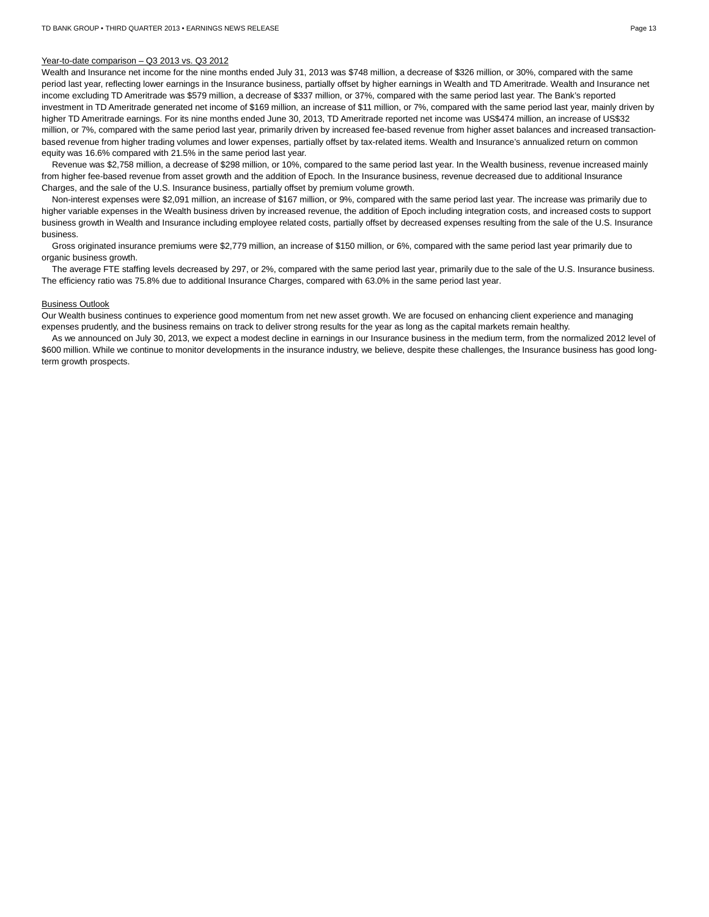Year-to-date comparison – Q3 2013 vs. Q3 2012

Wealth and Insurance net income for the nine months ended July 31, 2013 was $748 million, a decrease of $326 million, or 30%, compared with the same period last year, reflecting lower earnings in the Insurance business, partially offset by higher earnings in Wealth and TD Ameritrade. Wealth and Insurance net income excluding TD Ameritrade was $579 million, a decrease of $337 million, or 37%, compared with the same period last year. The Bank's reported investment in TD Ameritrade generated net income of $169 million, an increase of $11 million, or 7%, compared with the same period last year, mainly driven by higher TD Ameritrade earnings. For its nine months ended June 30, 2013, TD Ameritrade reported net income was US$474 million, an increase of US$32 million, or 7%, compared with the same period last year, primarily driven by increased fee-based revenue from higher asset balances and increased transaction-based revenue from higher trading volumes and lower expenses, partially offset by tax-related items. Wealth and Insurance's annualized return on common equity was 16.6% compared with 21.5% in the same period last year.

Revenue was $2,758 million, a decrease of $298 million, or 10%, compared to the same period last year. In the Wealth business, revenue increased mainly from higher fee-based revenue from asset growth and the addition of Epoch. In the Insurance business, revenue decreased due to additional Insurance Charges, and the sale of the U.S. Insurance business, partially offset by premium volume growth.

Non-interest expenses were $2,091 million, an increase of $167 million, or 9%, compared with the same period last year. The increase was primarily due to higher variable expenses in the Wealth business driven by increased revenue, the addition of Epoch including integration costs, and increased costs to support business growth in Wealth and Insurance including employee related costs, partially offset by decreased expenses resulting from the sale of the U.S. Insurance business.

Gross originated insurance premiums were $2,779 million, an increase of $150 million, or 6%, compared with the same period last year primarily due to organic business growth.

The average FTE staffing levels decreased by 297, or 2%, compared with the same period last year, primarily due to the sale of the U.S. Insurance business. The efficiency ratio was 75.8% due to additional Insurance Charges, compared with 63.0% in the same period last year.

Business Outlook

Our Wealth business continues to experience good momentum from net new asset growth. We are focused on enhancing client experience and managing expenses prudently, and the business remains on track to deliver strong results for the year as long as the capital markets remain healthy.

As we announced on July 30, 2013, we expect a modest decline in earnings in our Insurance business in the medium term, from the normalized 2012 level of $600 million. While we continue to monitor developments in the insurance industry, we believe, despite these challenges, the Insurance business has good long-term growth prospects.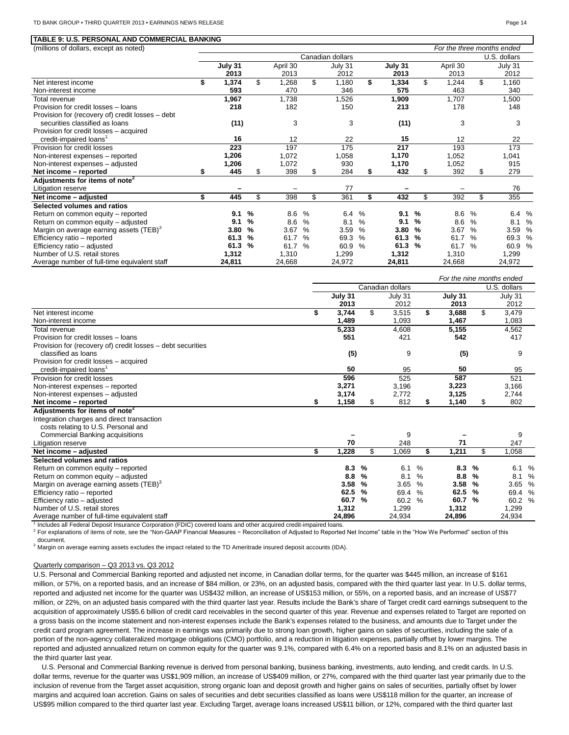**TABLE 9: U.S. PERSONAL AND COMMERCIAL BANKING**

| (millions of dollars, except as noted) | | | | | | *For the three months ended* |
|---|---|---|---|---|---|---|
| | Canadian dollars | | | U.S. dollars | | |
| | **July 31 2013** | April 30 2013 | July 31 2012 | **July 31 2013** | April 30 2013 | July 31 2012 |
| Net interest income | **$ 1,374** | $ 1,268 | $ 1,180 | **$ 1,334** | $ 1,244 | $ 1,160 |
| Non-interest income | **593** | 470 | 346 | **575** | 463 | 340 |
| Total revenue | **1,967** | 1,738 | 1,526 | **1,909** | 1,707 | 1,500 |
| Provision for credit losses – loans | **218** | 182 | 150 | **213** | 178 | 148 |
| Provision for (recovery of) credit losses – debt securities classified as loans | **(11)** | 3 | 3 | **(11)** | 3 | 3 |
| Provision for credit losses – acquired credit-impaired loans[1] | **16** | 12 | 22 | **15** | 12 | 22 |
| Provision for credit losses | **223** | 197 | 175 | **217** | 193 | 173 |
| Non-interest expenses – reported | **1,206** | 1,072 | 1,058 | **1,170** | 1,052 | 1,041 |
| Non-interest expenses – adjusted | **1,206** | 1,072 | 930 | **1,170** | 1,052 | 915 |
| **Net income – reported** | **$ 445** | $ 398 | $ 284 | **$ 432** | $ 392 | $ 279 |
| **Adjustments for items of note[2]** | | | | | | |
| Litigation reserve | **–** | – | 77 | **–** | – | 76 |
| **Net income – adjusted** | **$ 445** | $ 398 | $ 361 | **$ 432** | $ 392 | $ 355 |
| **Selected volumes and ratios** | | | | | | |
| Return on common equity – reported | **9.1 %** | 8.6 % | 6.4 % | **9.1 %** | 8.6 % | 6.4 % |
| Return on common equity – adjusted | **9.1 %** | 8.6 % | 8.1 % | **9.1 %** | 8.6 % | 8.1 % |
| Margin on average earning assets (TEB)[3] | **3.80 %** | 3.67 % | 3.59 % | **3.80 %** | 3.67 % | 3.59 % |
| Efficiency ratio – reported | **61.3 %** | 61.7 % | 69.3 % | **61.3 %** | 61.7 % | 69.3 % |
| Efficiency ratio – adjusted | **61.3 %** | 61.7 % | 60.9 % | **61.3 %** | 61.7 % | 60.9 % |
| Number of U.S. retail stores | **1,312** | 1,310 | 1,299 | **1,312** | 1,310 | 1,299 |
| Average number of full-time equivalent staff | **24,811** | 24,668 | 24,972 | **24,811** | 24,668 | 24,972 |

| | | | | *For the nine months ended* |
|---|---|---|---|---|
| | Canadian dollars | | U.S. dollars | |
| | **July 31 2013** | July 31 2012 | **July 31 2013** | July 31 2012 |
| Net interest income | **$ 3,744** | $ 3,515 | **$ 3,688** | $ 3,479 |
| Non-interest income | **1,489** | 1,093 | **1,467** | 1,083 |
| Total revenue | **5,233** | 4,608 | **5,155** | 4,562 |
| Provision for credit losses – loans | **551** | 421 | **542** | 417 |
| Provision for (recovery of) credit losses – debt securities classified as loans | **(5)** | 9 | **(5)** | 9 |
| Provision for credit losses – acquired credit-impaired loans[1] | **50** | 95 | **50** | 95 |
| Provision for credit losses | **596** | 525 | **587** | 521 |
| Non-interest expenses – reported | **3,271** | 3,196 | **3,223** | 3,166 |
| Non-interest expenses – adjusted | **3,174** | 2,772 | **3,125** | 2,744 |
| **Net income – reported** | **$ 1,158** | $ 812 | **$ 1,140** | $ 802 |
| **Adjustments for items of note[2]** | | | | |
| Integration charges and direct transaction costs relating to U.S. Personal and Commercial Banking acquisitions | **–** | 9 | **–** | 9 |
| Litigation reserve | **70** | 248 | **71** | 247 |
| **Net income – adjusted** | **$ 1,228** | $ 1,069 | **$ 1,211** | $ 1,058 |
| **Selected volumes and ratios** | | | | |
| Return on common equity – reported | **8.3 %** | 6.1 % | **8.3 %** | 6.1 % |
| Return on common equity – adjusted | **8.8 %** | 8.1 % | **8.8 %** | 8.1 % |
| Margin on average earning assets (TEB)[3] | **3.58 %** | 3.65 % | **3.58 %** | 3.65 % |
| Efficiency ratio – reported | **62.5 %** | 69.4 % | **62.5 %** | 69.4 % |
| Efficiency ratio – adjusted | **60.7 %** | 60.2 % | **60.7 %** | 60.2 % |
| Number of U.S. retail stores | **1,312** | 1,299 | **1,312** | 1,299 |
| Average number of full-time equivalent staff | **24,896** | 24,934 | **24,896** | 24,934 |

[1] Includes all Federal Deposit Insurance Corporation (FDIC) covered loans and other acquired credit-impaired loans.
[2] For explanations of items of note, see the "Non-GAAP Financial Measures − Reconciliation of Adjusted to Reported Net Income" table in the "How We Performed" section of this document.
[3] Margin on average earning assets excludes the impact related to the TD Ameritrade insured deposit accounts (IDA).

Quarterly comparison – Q3 2013 vs. Q3 2012

U.S. Personal and Commercial Banking reported and adjusted net income, in Canadian dollar terms, for the quarter was $445 million, an increase of $161 million, or 57%, on a reported basis, and an increase of $84 million, or 23%, on an adjusted basis, compared with the third quarter last year. In U.S. dollar terms, reported and adjusted net income for the quarter was US$432 million, an increase of US$153 million, or 55%, on a reported basis, and an increase of US$77 million, or 22%, on an adjusted basis compared with the third quarter last year. Results include the Bank's share of Target credit card earnings subsequent to the acquisition of approximately US$5.6 billion of credit card receivables in the second quarter of this year. Revenue and expenses related to Target are reported on a gross basis on the income statement and non-interest expenses include the Bank's expenses related to the business, and amounts due to Target under the credit card program agreement. The increase in earnings was primarily due to strong loan growth, higher gains on sales of securities, including the sale of a portion of the non-agency collateralized mortgage obligations (CMO) portfolio, and a reduction in litigation expenses, partially offset by lower margins. The reported and adjusted annualized return on common equity for the quarter was 9.1%, compared with 6.4% on a reported basis and 8.1% on an adjusted basis in the third quarter last year.

U.S. Personal and Commercial Banking revenue is derived from personal banking, business banking, investments, auto lending, and credit cards. In U.S. dollar terms, revenue for the quarter was US$1,909 million, an increase of US$409 million, or 27%, compared with the third quarter last year primarily due to the inclusion of revenue from the Target asset acquisition, strong organic loan and deposit growth and higher gains on sales of securities, partially offset by lower margins and acquired loan accretion. Gains on sales of securities and debt securities classified as loans were US$118 million for the quarter, an increase of US$95 million compared to the third quarter last year. Excluding Target, average loans increased US$11 billion, or 12%, compared with the third quarter last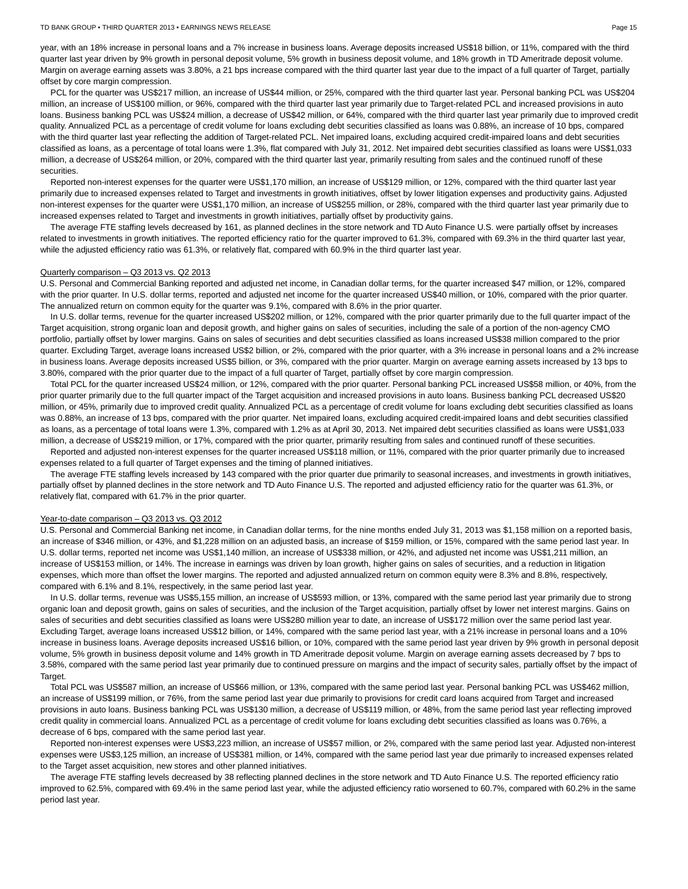year, with an 18% increase in personal loans and a 7% increase in business loans. Average deposits increased US$18 billion, or 11%, compared with the third quarter last year driven by 9% growth in personal deposit volume, 5% growth in business deposit volume, and 18% growth in TD Ameritrade deposit volume. Margin on average earning assets was 3.80%, a 21 bps increase compared with the third quarter last year due to the impact of a full quarter of Target, partially offset by core margin compression.

PCL for the quarter was US$217 million, an increase of US$44 million, or 25%, compared with the third quarter last year. Personal banking PCL was US$204 million, an increase of US$100 million, or 96%, compared with the third quarter last year primarily due to Target-related PCL and increased provisions in auto loans. Business banking PCL was US$24 million, a decrease of US$42 million, or 64%, compared with the third quarter last year primarily due to improved credit quality. Annualized PCL as a percentage of credit volume for loans excluding debt securities classified as loans was 0.88%, an increase of 10 bps, compared with the third quarter last year reflecting the addition of Target-related PCL. Net impaired loans, excluding acquired credit-impaired loans and debt securities classified as loans, as a percentage of total loans were 1.3%, flat compared with July 31, 2012. Net impaired debt securities classified as loans were US$1,033 million, a decrease of US$264 million, or 20%, compared with the third quarter last year, primarily resulting from sales and the continued runoff of these securities.

Reported non-interest expenses for the quarter were US$1,170 million, an increase of US$129 million, or 12%, compared with the third quarter last year primarily due to increased expenses related to Target and investments in growth initiatives, offset by lower litigation expenses and productivity gains. Adjusted non-interest expenses for the quarter were US$1,170 million, an increase of US$255 million, or 28%, compared with the third quarter last year primarily due to increased expenses related to Target and investments in growth initiatives, partially offset by productivity gains.

The average FTE staffing levels decreased by 161, as planned declines in the store network and TD Auto Finance U.S. were partially offset by increases related to investments in growth initiatives. The reported efficiency ratio for the quarter improved to 61.3%, compared with 69.3% in the third quarter last year, while the adjusted efficiency ratio was 61.3%, or relatively flat, compared with 60.9% in the third quarter last year.

Quarterly comparison – Q3 2013 vs. Q2 2013

U.S. Personal and Commercial Banking reported and adjusted net income, in Canadian dollar terms, for the quarter increased $47 million, or 12%, compared with the prior quarter. In U.S. dollar terms, reported and adjusted net income for the quarter increased US$40 million, or 10%, compared with the prior quarter. The annualized return on common equity for the quarter was 9.1%, compared with 8.6% in the prior quarter.

In U.S. dollar terms, revenue for the quarter increased US$202 million, or 12%, compared with the prior quarter primarily due to the full quarter impact of the Target acquisition, strong organic loan and deposit growth, and higher gains on sales of securities, including the sale of a portion of the non-agency CMO portfolio, partially offset by lower margins. Gains on sales of securities and debt securities classified as loans increased US$38 million compared to the prior quarter. Excluding Target, average loans increased US$2 billion, or 2%, compared with the prior quarter, with a 3% increase in personal loans and a 2% increase in business loans. Average deposits increased US$5 billion, or 3%, compared with the prior quarter. Margin on average earning assets increased by 13 bps to 3.80%, compared with the prior quarter due to the impact of a full quarter of Target, partially offset by core margin compression.

Total PCL for the quarter increased US$24 million, or 12%, compared with the prior quarter. Personal banking PCL increased US$58 million, or 40%, from the prior quarter primarily due to the full quarter impact of the Target acquisition and increased provisions in auto loans. Business banking PCL decreased US$20 million, or 45%, primarily due to improved credit quality. Annualized PCL as a percentage of credit volume for loans excluding debt securities classified as loans was 0.88%, an increase of 13 bps, compared with the prior quarter. Net impaired loans, excluding acquired credit-impaired loans and debt securities classified as loans, as a percentage of total loans were 1.3%, compared with 1.2% as at April 30, 2013. Net impaired debt securities classified as loans were US$1,033 million, a decrease of US$219 million, or 17%, compared with the prior quarter, primarily resulting from sales and continued runoff of these securities.

Reported and adjusted non-interest expenses for the quarter increased US$118 million, or 11%, compared with the prior quarter primarily due to increased expenses related to a full quarter of Target expenses and the timing of planned initiatives.

The average FTE staffing levels increased by 143 compared with the prior quarter due primarily to seasonal increases, and investments in growth initiatives, partially offset by planned declines in the store network and TD Auto Finance U.S. The reported and adjusted efficiency ratio for the quarter was 61.3%, or relatively flat, compared with 61.7% in the prior quarter.

Year-to-date comparison – Q3 2013 vs. Q3 2012

U.S. Personal and Commercial Banking net income, in Canadian dollar terms, for the nine months ended July 31, 2013 was $1,158 million on a reported basis, an increase of $346 million, or 43%, and $1,228 million on an adjusted basis, an increase of $159 million, or 15%, compared with the same period last year. In U.S. dollar terms, reported net income was US$1,140 million, an increase of US$338 million, or 42%, and adjusted net income was US$1,211 million, an increase of US$153 million, or 14%. The increase in earnings was driven by loan growth, higher gains on sales of securities, and a reduction in litigation expenses, which more than offset the lower margins. The reported and adjusted annualized return on common equity were 8.3% and 8.8%, respectively, compared with 6.1% and 8.1%, respectively, in the same period last year.

In U.S. dollar terms, revenue was US$5,155 million, an increase of US$593 million, or 13%, compared with the same period last year primarily due to strong organic loan and deposit growth, gains on sales of securities, and the inclusion of the Target acquisition, partially offset by lower net interest margins. Gains on sales of securities and debt securities classified as loans were US$280 million year to date, an increase of US$172 million over the same period last year. Excluding Target, average loans increased US$12 billion, or 14%, compared with the same period last year, with a 21% increase in personal loans and a 10% increase in business loans. Average deposits increased US$16 billion, or 10%, compared with the same period last year driven by 9% growth in personal deposit volume, 5% growth in business deposit volume and 14% growth in TD Ameritrade deposit volume. Margin on average earning assets decreased by 7 bps to 3.58%, compared with the same period last year primarily due to continued pressure on margins and the impact of security sales, partially offset by the impact of Target.

Total PCL was US$587 million, an increase of US$66 million, or 13%, compared with the same period last year. Personal banking PCL was US$462 million, an increase of US$199 million, or 76%, from the same period last year due primarily to provisions for credit card loans acquired from Target and increased provisions in auto loans. Business banking PCL was US$130 million, a decrease of US$119 million, or 48%, from the same period last year reflecting improved credit quality in commercial loans. Annualized PCL as a percentage of credit volume for loans excluding debt securities classified as loans was 0.76%, a decrease of 6 bps, compared with the same period last year.

Reported non-interest expenses were US$3,223 million, an increase of US$57 million, or 2%, compared with the same period last year. Adjusted non-interest expenses were US$3,125 million, an increase of US$381 million, or 14%, compared with the same period last year due primarily to increased expenses related to the Target asset acquisition, new stores and other planned initiatives.

The average FTE staffing levels decreased by 38 reflecting planned declines in the store network and TD Auto Finance U.S. The reported efficiency ratio improved to 62.5%, compared with 69.4% in the same period last year, while the adjusted efficiency ratio worsened to 60.7%, compared with 60.2% in the same period last year.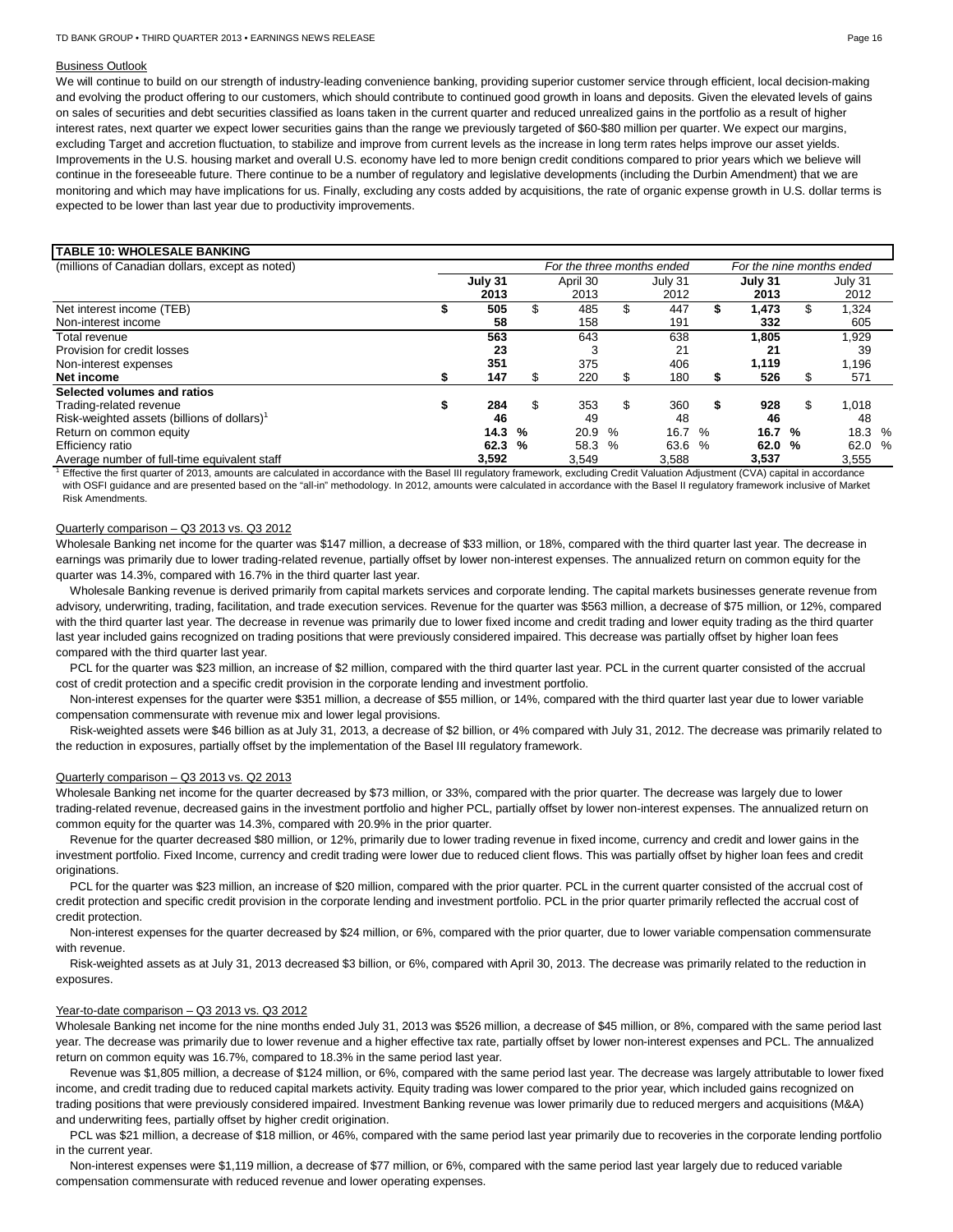Business Outlook

We will continue to build on our strength of industry-leading convenience banking, providing superior customer service through efficient, local decision-making and evolving the product offering to our customers, which should contribute to continued good growth in loans and deposits. Given the elevated levels of gains on sales of securities and debt securities classified as loans taken in the current quarter and reduced unrealized gains in the portfolio as a result of higher interest rates, next quarter we expect lower securities gains than the range we previously targeted of $60-$80 million per quarter. We expect our margins, excluding Target and accretion fluctuation, to stabilize and improve from current levels as the increase in long term rates helps improve our asset yields. Improvements in the U.S. housing market and overall U.S. economy have led to more benign credit conditions compared to prior years which we believe will continue in the foreseeable future. There continue to be a number of regulatory and legislative developments (including the Durbin Amendment) that we are monitoring and which may have implications for us. Finally, excluding any costs added by acquisitions, the rate of organic expense growth in U.S. dollar terms is expected to be lower than last year due to productivity improvements.

**TABLE 10: WHOLESALE BANKING**

| (millions of Canadian dollars, except as noted) | *For the three months ended* | | | *For the nine months ended* | |
|---|---|---|---|---|---|
| | **July 31 2013** | April 30 2013 | July 31 2012 | **July 31 2013** | July 31 2012 |
| Net interest income (TEB) | **$ 505** | $ 485 | $ 447 | **$ 1,473** | $ 1,324 |
| Non-interest income | **58** | 158 | 191 | **332** | 605 |
| Total revenue | **563** | 643 | 638 | **1,805** | 1,929 |
| Provision for credit losses | **23** | 3 | 21 | **21** | 39 |
| Non-interest expenses | **351** | 375 | 406 | **1,119** | 1,196 |
| **Net income** | **$ 147** | $ 220 | $ 180 | **$ 526** | $ 571 |
| **Selected volumes and ratios** | | | | | |
| Trading-related revenue | **$ 284** | $ 353 | $ 360 | **$ 928** | $ 1,018 |
| Risk-weighted assets (billions of dollars)[1] | **46** | 49 | 48 | **46** | 48 |
| Return on common equity | **14.3 %** | 20.9 % | 16.7 % | **16.7 %** | 18.3 % |
| Efficiency ratio | **62.3 %** | 58.3 % | 63.6 % | **62.0 %** | 62.0 % |
| Average number of full-time equivalent staff | **3,592** | 3,549 | 3,588 | **3,537** | 3,555 |

[1] Effective the first quarter of 2013, amounts are calculated in accordance with the Basel III regulatory framework, excluding Credit Valuation Adjustment (CVA) capital in accordance with OSFI guidance and are presented based on the "all-in" methodology. In 2012, amounts were calculated in accordance with the Basel II regulatory framework inclusive of Market Risk Amendments.

Quarterly comparison – Q3 2013 vs. Q3 2012

Wholesale Banking net income for the quarter was $147 million, a decrease of $33 million, or 18%, compared with the third quarter last year. The decrease in earnings was primarily due to lower trading-related revenue, partially offset by lower non-interest expenses. The annualized return on common equity for the quarter was 14.3%, compared with 16.7% in the third quarter last year.

Wholesale Banking revenue is derived primarily from capital markets services and corporate lending. The capital markets businesses generate revenue from advisory, underwriting, trading, facilitation, and trade execution services. Revenue for the quarter was $563 million, a decrease of $75 million, or 12%, compared with the third quarter last year. The decrease in revenue was primarily due to lower fixed income and credit trading and lower equity trading as the third quarter last year included gains recognized on trading positions that were previously considered impaired. This decrease was partially offset by higher loan fees compared with the third quarter last year.

PCL for the quarter was $23 million, an increase of $2 million, compared with the third quarter last year. PCL in the current quarter consisted of the accrual cost of credit protection and a specific credit provision in the corporate lending and investment portfolio.

Non-interest expenses for the quarter were $351 million, a decrease of $55 million, or 14%, compared with the third quarter last year due to lower variable compensation commensurate with revenue mix and lower legal provisions.

Risk-weighted assets were $46 billion as at July 31, 2013, a decrease of $2 billion, or 4% compared with July 31, 2012. The decrease was primarily related to the reduction in exposures, partially offset by the implementation of the Basel III regulatory framework.

Quarterly comparison – Q3 2013 vs. Q2 2013

Wholesale Banking net income for the quarter decreased by $73 million, or 33%, compared with the prior quarter. The decrease was largely due to lower trading-related revenue, decreased gains in the investment portfolio and higher PCL, partially offset by lower non-interest expenses. The annualized return on common equity for the quarter was 14.3%, compared with 20.9% in the prior quarter.

Revenue for the quarter decreased $80 million, or 12%, primarily due to lower trading revenue in fixed income, currency and credit and lower gains in the investment portfolio. Fixed Income, currency and credit trading were lower due to reduced client flows. This was partially offset by higher loan fees and credit originations.

PCL for the quarter was $23 million, an increase of $20 million, compared with the prior quarter. PCL in the current quarter consisted of the accrual cost of credit protection and specific credit provision in the corporate lending and investment portfolio. PCL in the prior quarter primarily reflected the accrual cost of credit protection.

Non-interest expenses for the quarter decreased by $24 million, or 6%, compared with the prior quarter, due to lower variable compensation commensurate with revenue.

Risk-weighted assets as at July 31, 2013 decreased $3 billion, or 6%, compared with April 30, 2013. The decrease was primarily related to the reduction in exposures.

Year-to-date comparison – Q3 2013 vs. Q3 2012

Wholesale Banking net income for the nine months ended July 31, 2013 was $526 million, a decrease of $45 million, or 8%, compared with the same period last year. The decrease was primarily due to lower revenue and a higher effective tax rate, partially offset by lower non-interest expenses and PCL. The annualized return on common equity was 16.7%, compared to 18.3% in the same period last year.

Revenue was $1,805 million, a decrease of $124 million, or 6%, compared with the same period last year. The decrease was largely attributable to lower fixed income, and credit trading due to reduced capital markets activity. Equity trading was lower compared to the prior year, which included gains recognized on trading positions that were previously considered impaired. Investment Banking revenue was lower primarily due to reduced mergers and acquisitions (M&A) and underwriting fees, partially offset by higher credit origination.

PCL was $21 million, a decrease of $18 million, or 46%, compared with the same period last year primarily due to recoveries in the corporate lending portfolio in the current year.

Non-interest expenses were $1,119 million, a decrease of $77 million, or 6%, compared with the same period last year largely due to reduced variable compensation commensurate with reduced revenue and lower operating expenses.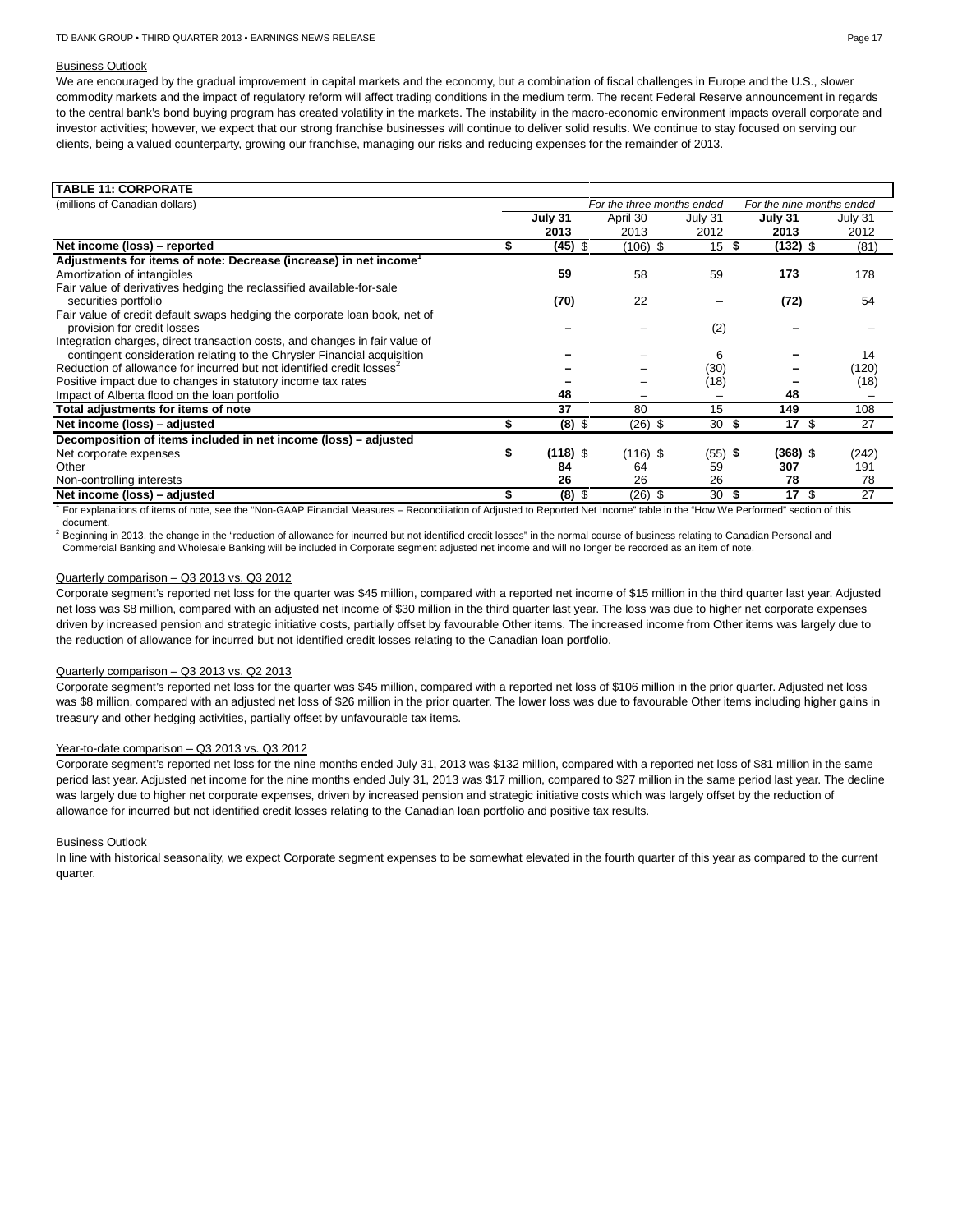Business Outlook

We are encouraged by the gradual improvement in capital markets and the economy, but a combination of fiscal challenges in Europe and the U.S., slower commodity markets and the impact of regulatory reform will affect trading conditions in the medium term. The recent Federal Reserve announcement in regards to the central bank's bond buying program has created volatility in the markets. The instability in the macro-economic environment impacts overall corporate and investor activities; however, we expect that our strong franchise businesses will continue to deliver solid results. We continue to stay focused on serving our clients, being a valued counterparty, growing our franchise, managing our risks and reducing expenses for the remainder of 2013.

**TABLE 11: CORPORATE**

| (millions of Canadian dollars) | *For the three months ended* | | | *For the nine months ended* | |
|---|---|---|---|---|---|
| | **July 31 2013** | April 30 2013 | July 31 2012 | **July 31 2013** | July 31 2012 |
| **Net income (loss) – reported** | **$ (45)** | $ (106) | $ 15 | **$ (132)** | $ (81) |
| **Adjustments for items of note: Decrease (increase) in net income**[1] | | | | | |
| Amortization of intangibles | **59** | 58 | 59 | **173** | 178 |
| Fair value of derivatives hedging the reclassified available-for-sale securities portfolio | **(70)** | 22 | – | **(72)** | 54 |
| Fair value of credit default swaps hedging the corporate loan book, net of provision for credit losses | **–** | – | (2) | **–** | – |
| Integration charges, direct transaction costs, and changes in fair value of contingent consideration relating to the Chrysler Financial acquisition | **–** | – | 6 | **–** | 14 |
| Reduction of allowance for incurred but not identified credit losses[2] | **–** | – | (30) | **–** | (120) |
| Positive impact due to changes in statutory income tax rates | **–** | – | (18) | **–** | (18) |
| Impact of Alberta flood on the loan portfolio | **48** | – | – | **48** | – |
| **Total adjustments for items of note** | **37** | 80 | 15 | **149** | 108 |
| **Net income (loss) – adjusted** | **$ (8)** | $ (26) | $ 30 | **$ 17** | $ 27 |
| **Decomposition of items included in net income (loss) – adjusted** | | | | | |
| Net corporate expenses | **$ (118)** | $ (116) | $ (55) | **$ (368)** | $ (242) |
| Other | **84** | 64 | 59 | **307** | 191 |
| Non-controlling interests | **26** | 26 | 26 | **78** | 78 |
| **Net income (loss) – adjusted** | **$ (8)** | $ (26) | $ 30 | **$ 17** | $ 27 |

[1] For explanations of items of note, see the "Non-GAAP Financial Measures – Reconciliation of Adjusted to Reported Net Income" table in the "How We Performed" section of this document.

[2] Beginning in 2013, the change in the "reduction of allowance for incurred but not identified credit losses" in the normal course of business relating to Canadian Personal and Commercial Banking and Wholesale Banking will be included in Corporate segment adjusted net income and will no longer be recorded as an item of note.

Quarterly comparison – Q3 2013 vs. Q3 2012

Corporate segment's reported net loss for the quarter was $45 million, compared with a reported net income of $15 million in the third quarter last year. Adjusted net loss was $8 million, compared with an adjusted net income of $30 million in the third quarter last year. The loss was due to higher net corporate expenses driven by increased pension and strategic initiative costs, partially offset by favourable Other items. The increased income from Other items was largely due to the reduction of allowance for incurred but not identified credit losses relating to the Canadian loan portfolio.

Quarterly comparison – Q3 2013 vs. Q2 2013

Corporate segment's reported net loss for the quarter was $45 million, compared with a reported net loss of $106 million in the prior quarter. Adjusted net loss was $8 million, compared with an adjusted net loss of $26 million in the prior quarter. The lower loss was due to favourable Other items including higher gains in treasury and other hedging activities, partially offset by unfavourable tax items.

Year-to-date comparison – Q3 2013 vs. Q3 2012

Corporate segment's reported net loss for the nine months ended July 31, 2013 was $132 million, compared with a reported net loss of $81 million in the same period last year. Adjusted net income for the nine months ended July 31, 2013 was $17 million, compared to $27 million in the same period last year. The decline was largely due to higher net corporate expenses, driven by increased pension and strategic initiative costs which was largely offset by the reduction of allowance for incurred but not identified credit losses relating to the Canadian loan portfolio and positive tax results.

Business Outlook

In line with historical seasonality, we expect Corporate segment expenses to be somewhat elevated in the fourth quarter of this year as compared to the current quarter.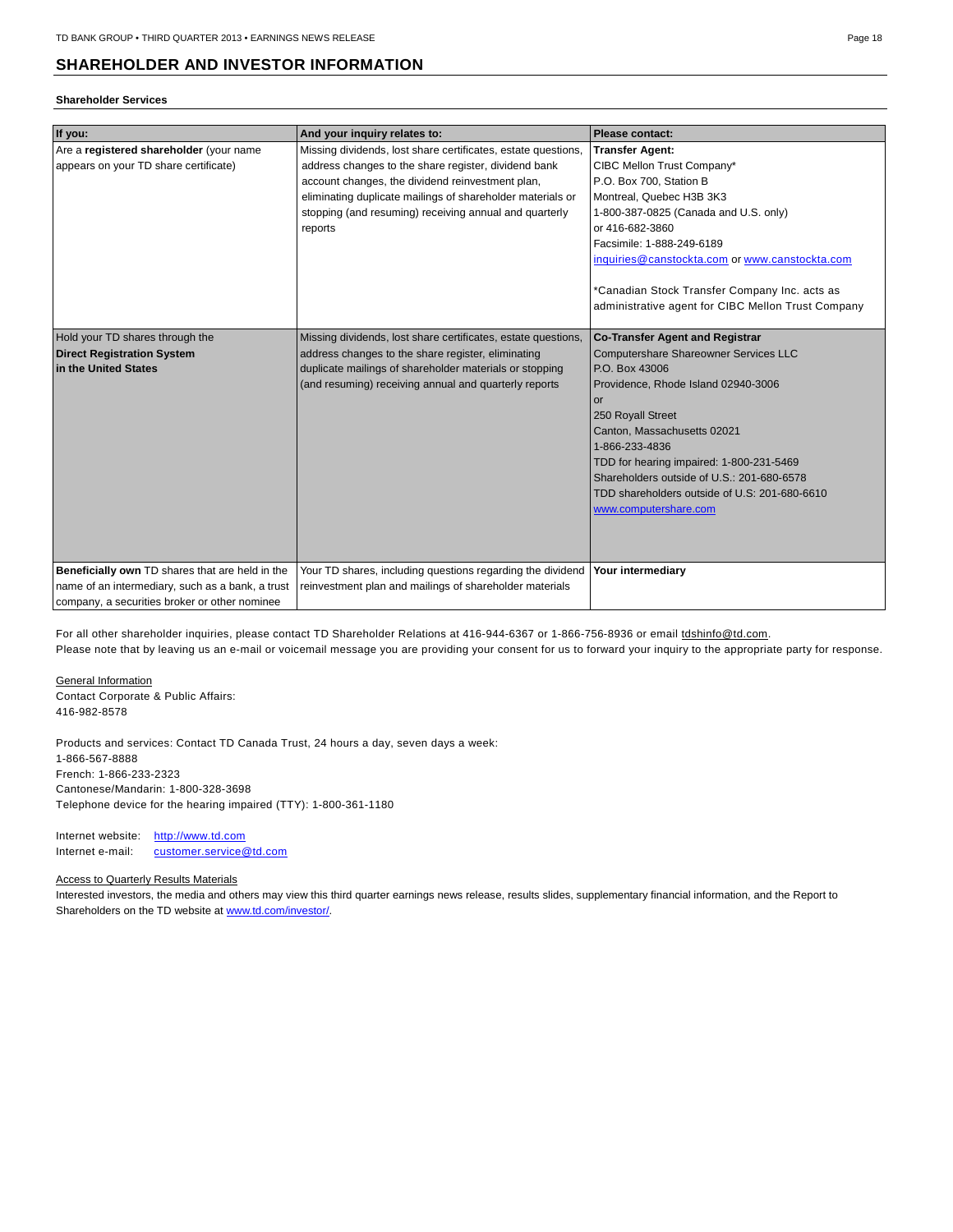## SHAREHOLDER AND INVESTOR INFORMATION

**Shareholder Services**

| If you: | And your inquiry relates to: | Please contact: |
|---|---|---|
| Are a **registered shareholder** (your name appears on your TD share certificate) | Missing dividends, lost share certificates, estate questions, address changes to the share register, dividend bank account changes, the dividend reinvestment plan, eliminating duplicate mailings of shareholder materials or stopping (and resuming) receiving annual and quarterly reports | **Transfer Agent:**<br>CIBC Mellon Trust Company*<br>P.O. Box 700, Station B<br>Montreal, Quebec H3B 3K3<br>1-800-387-0825 (Canada and U.S. only)<br>or 416-682-3860<br>Facsimile: 1-888-249-6189<br>inquiries@canstockta.com or www.canstockta.com<br><br>*Canadian Stock Transfer Company Inc. acts as administrative agent for CIBC Mellon Trust Company |
| Hold your TD shares through the **Direct Registration System in the United States** | Missing dividends, lost share certificates, estate questions, address changes to the share register, eliminating duplicate mailings of shareholder materials or stopping (and resuming) receiving annual and quarterly reports | **Co-Transfer Agent and Registrar**<br>Computershare Shareowner Services LLC<br>P.O. Box 43006<br>Providence, Rhode Island 02940-3006<br>or<br>250 Royall Street<br>Canton, Massachusetts 02021<br>1-866-233-4836<br>TDD for hearing impaired: 1-800-231-5469<br>Shareholders outside of U.S.: 201-680-6578<br>TDD shareholders outside of U.S: 201-680-6610<br>www.computershare.com |
| **Beneficially own** TD shares that are held in the name of an intermediary, such as a bank, a trust company, a securities broker or other nominee | Your TD shares, including questions regarding the dividend reinvestment plan and mailings of shareholder materials | **Your intermediary** |

For all other shareholder inquiries, please contact TD Shareholder Relations at 416-944-6367 or 1-866-756-8936 or email tdshinfo@td.com.
Please note that by leaving us an e-mail or voicemail message you are providing your consent for us to forward your inquiry to the appropriate party for response.

General Information
Contact Corporate & Public Affairs:
416-982-8578

Products and services: Contact TD Canada Trust, 24 hours a day, seven days a week:
1-866-567-8888
French: 1-866-233-2323
Cantonese/Mandarin: 1-800-328-3698
Telephone device for the hearing impaired (TTY): 1-800-361-1180

Internet website: http://www.td.com
Internet e-mail: customer.service@td.com

Access to Quarterly Results Materials
Interested investors, the media and others may view this third quarter earnings news release, results slides, supplementary financial information, and the Report to Shareholders on the TD website at www.td.com/investor/.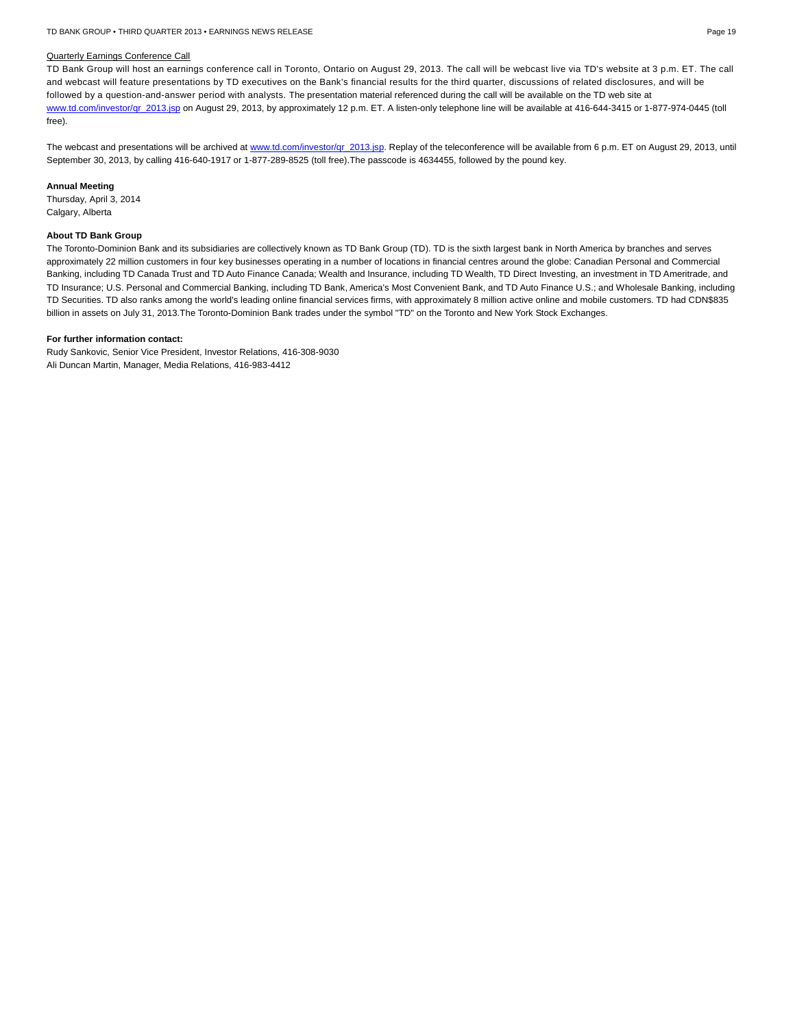Quarterly Earnings Conference Call

TD Bank Group will host an earnings conference call in Toronto, Ontario on August 29, 2013. The call will be webcast live via TD's website at 3 p.m. ET. The call and webcast will feature presentations by TD executives on the Bank's financial results for the third quarter, discussions of related disclosures, and will be followed by a question-and-answer period with analysts. The presentation material referenced during the call will be available on the TD web site at www.td.com/investor/qr_2013.jsp on August 29, 2013, by approximately 12 p.m. ET. A listen-only telephone line will be available at 416-644-3415 or 1-877-974-0445 (toll free).

The webcast and presentations will be archived at www.td.com/investor/qr_2013.jsp. Replay of the teleconference will be available from 6 p.m. ET on August 29, 2013, until September 30, 2013, by calling 416-640-1917 or 1-877-289-8525 (toll free).The passcode is 4634455, followed by the pound key.

**Annual Meeting**

Thursday, April 3, 2014
Calgary, Alberta

**About TD Bank Group**

The Toronto-Dominion Bank and its subsidiaries are collectively known as TD Bank Group (TD). TD is the sixth largest bank in North America by branches and serves approximately 22 million customers in four key businesses operating in a number of locations in financial centres around the globe: Canadian Personal and Commercial Banking, including TD Canada Trust and TD Auto Finance Canada; Wealth and Insurance, including TD Wealth, TD Direct Investing, an investment in TD Ameritrade, and TD Insurance; U.S. Personal and Commercial Banking, including TD Bank, America's Most Convenient Bank, and TD Auto Finance U.S.; and Wholesale Banking, including TD Securities. TD also ranks among the world's leading online financial services firms, with approximately 8 million active online and mobile customers. TD had CDN$835 billion in assets on July 31, 2013.The Toronto-Dominion Bank trades under the symbol "TD" on the Toronto and New York Stock Exchanges.

**For further information contact:**

Rudy Sankovic, Senior Vice President, Investor Relations, 416-308-9030
Ali Duncan Martin, Manager, Media Relations, 416-983-4412